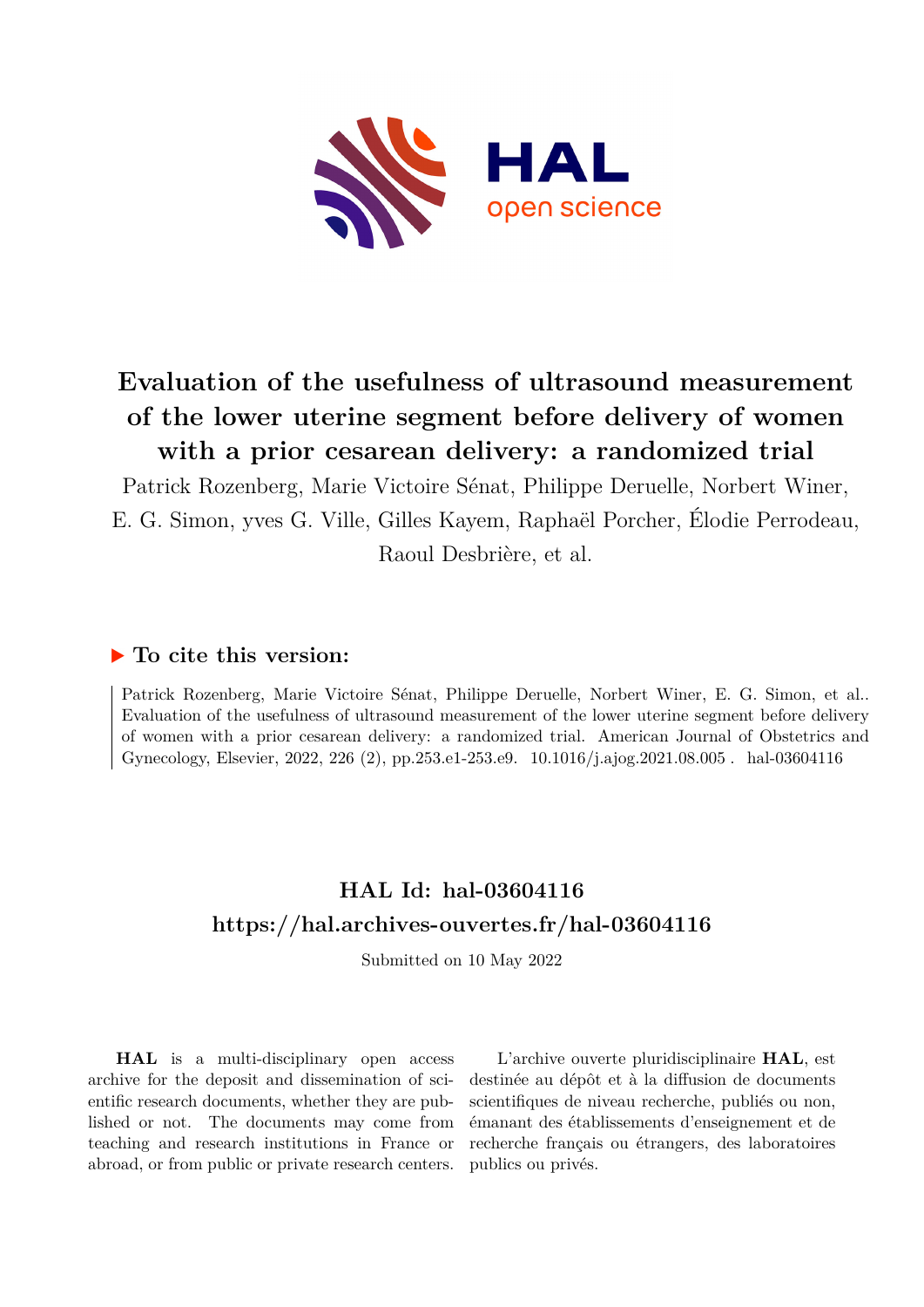# Evaluation of the usefulness of ultrasound measurement of the lower uterine segment before delivery of women with a prior cesarean delivery: a randomized trial

Patrick Rozenberg, Marie Victoire Sénat, Philippe Deruelle, Norbert Winer, E. G. Simon, yves G. Ville, Gilles Kayem, Raphaël Porcher, Élodie Perrodeau, Raoul Desbrière, et al.

## ▶ To cite this version:

Patrick Rozenberg, Marie Victoire Sénat, Philippe Deruelle, Norbert Winer, E. G. Simon, et al.. Evaluation of the usefulness of ultrasound measurement of the lower uterine segment before delivery of women with a prior cesarean delivery: a randomized trial. American Journal of Obstetrics and Gynecology, Elsevier, 2022, 226 (2), pp.253.e1-253.e9. 10.1016/j.ajog.2021.08.005 . hal-03604116

## HAL Id: hal-03604116
## https://hal.archives-ouvertes.fr/hal-03604116

Submitted on 10 May 2022

**HAL** is a multi-disciplinary open access archive for the deposit and dissemination of scientific research documents, whether they are published or not. The documents may come from teaching and research institutions in France or abroad, or from public or private research centers.

L'archive ouverte pluridisciplinaire **HAL**, est destinée au dépôt et à la diffusion de documents scientifiques de niveau recherche, publiés ou non, émanant des établissements d'enseignement et de recherche français ou étrangers, des laboratoires publics ou privés.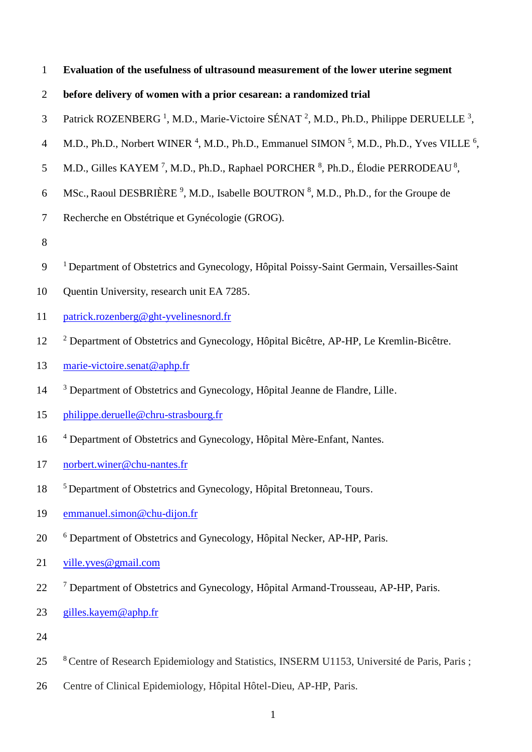**Evaluation of the usefulness of ultrasound measurement of the lower uterine segment before delivery of women with a prior cesarean: a randomized trial**

Patrick ROZENBERG [1], M.D., Marie-Victoire SÉNAT [2], M.D., Ph.D., Philippe DERUELLE [3], M.D., Ph.D., Norbert WINER [4], M.D., Ph.D., Emmanuel SIMON [5], M.D., Ph.D., Yves VILLE [6], M.D., Gilles KAYEM [7], M.D., Ph.D., Raphael PORCHER [8], Ph.D., Élodie PERRODEAU [8], MSc., Raoul DESBRIÈRE [9], M.D., Isabelle BOUTRON [8], M.D., Ph.D., for the Groupe de Recherche en Obstétrique et Gynécologie (GROG).

[1] Department of Obstetrics and Gynecology, Hôpital Poissy-Saint Germain, Versailles-Saint Quentin University, research unit EA 7285.
patrick.rozenberg@ght-yvelinesnord.fr

[2] Department of Obstetrics and Gynecology, Hôpital Bicêtre, AP-HP, Le Kremlin-Bicêtre.
marie-victoire.senat@aphp.fr

[3] Department of Obstetrics and Gynecology, Hôpital Jeanne de Flandre, Lille.
philippe.deruelle@chru-strasbourg.fr

[4] Department of Obstetrics and Gynecology, Hôpital Mère-Enfant, Nantes.
norbert.winer@chu-nantes.fr

[5] Department of Obstetrics and Gynecology, Hôpital Bretonneau, Tours.
emmanuel.simon@chu-dijon.fr

[6] Department of Obstetrics and Gynecology, Hôpital Necker, AP-HP, Paris.
ville.yves@gmail.com

[7] Department of Obstetrics and Gynecology, Hôpital Armand-Trousseau, AP-HP, Paris.
gilles.kayem@aphp.fr

[8] Centre of Research Epidemiology and Statistics, INSERM U1153, Université de Paris, Paris ; Centre of Clinical Epidemiology, Hôpital Hôtel-Dieu, AP-HP, Paris.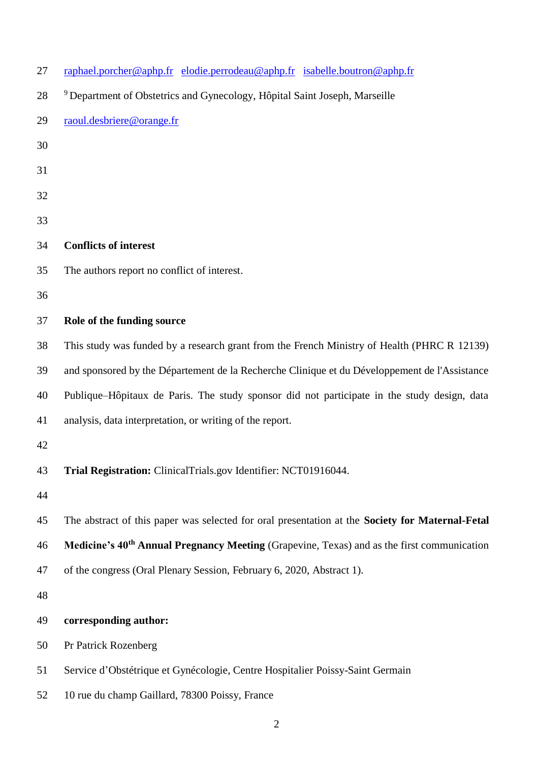raphael.porcher@aphp.fr elodie.perrodeau@aphp.fr isabelle.boutron@aphp.fr

[9] Department of Obstetrics and Gynecology, Hôpital Saint Joseph, Marseille

raoul.desbriere@orange.fr

**Conflicts of interest**

The authors report no conflict of interest.

**Role of the funding source**

This study was funded by a research grant from the French Ministry of Health (PHRC R 12139) and sponsored by the Département de la Recherche Clinique et du Développement de l'Assistance Publique–Hôpitaux de Paris. The study sponsor did not participate in the study design, data analysis, data interpretation, or writing of the report.

**Trial Registration:** ClinicalTrials.gov Identifier: NCT01916044.

The abstract of this paper was selected for oral presentation at the **Society for Maternal-Fetal Medicine's 40th Annual Pregnancy Meeting** (Grapevine, Texas) and as the first communication of the congress (Oral Plenary Session, February 6, 2020, Abstract 1).

**corresponding author:**

Pr Patrick Rozenberg

Service d'Obstétrique et Gynécologie, Centre Hospitalier Poissy-Saint Germain

10 rue du champ Gaillard, 78300 Poissy, France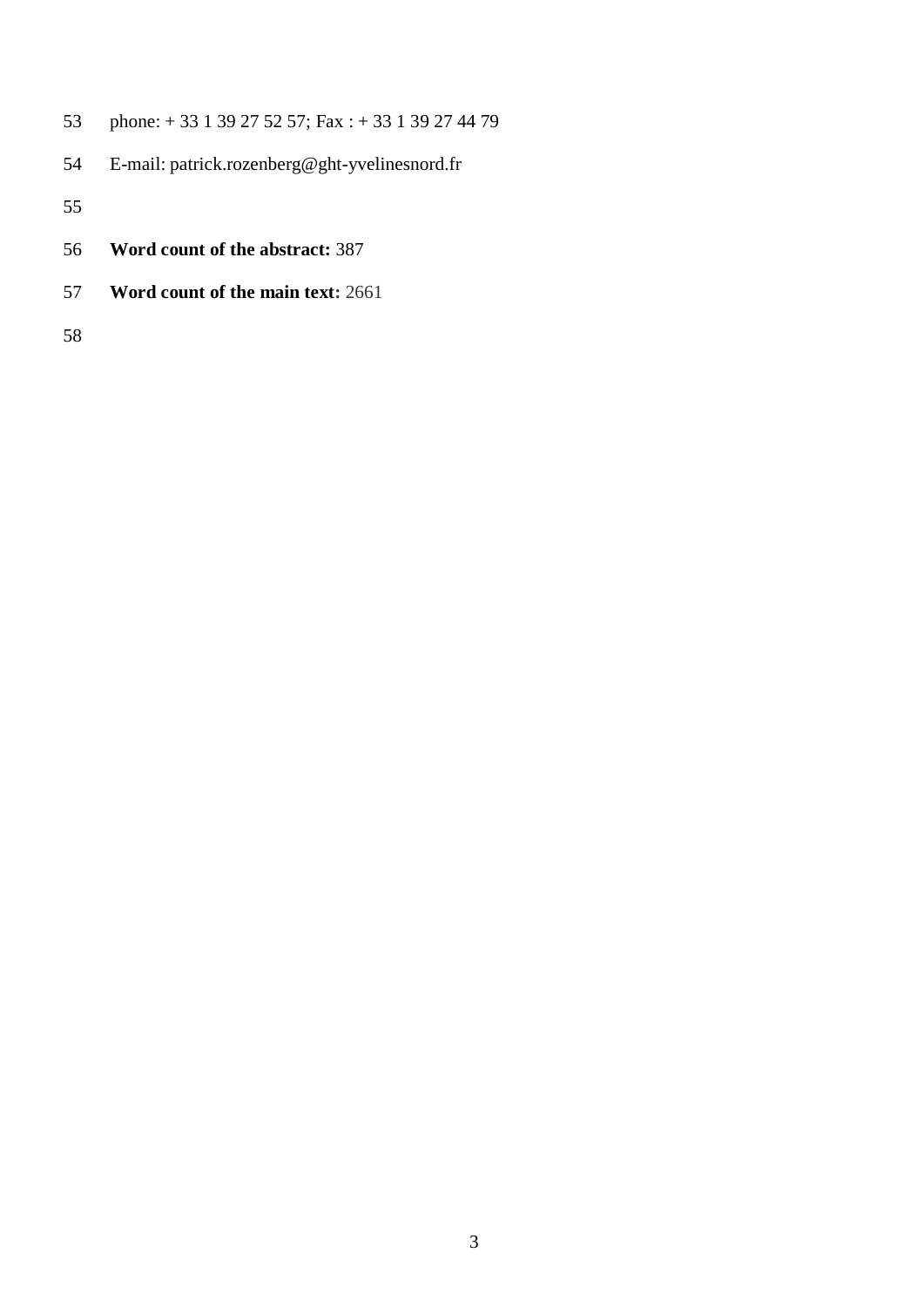phone: + 33 1 39 27 52 57; Fax : + 33 1 39 27 44 79

E-mail: patrick.rozenberg@ght-yvelinesnord.fr

**Word count of the abstract:** 387

**Word count of the main text:** 2661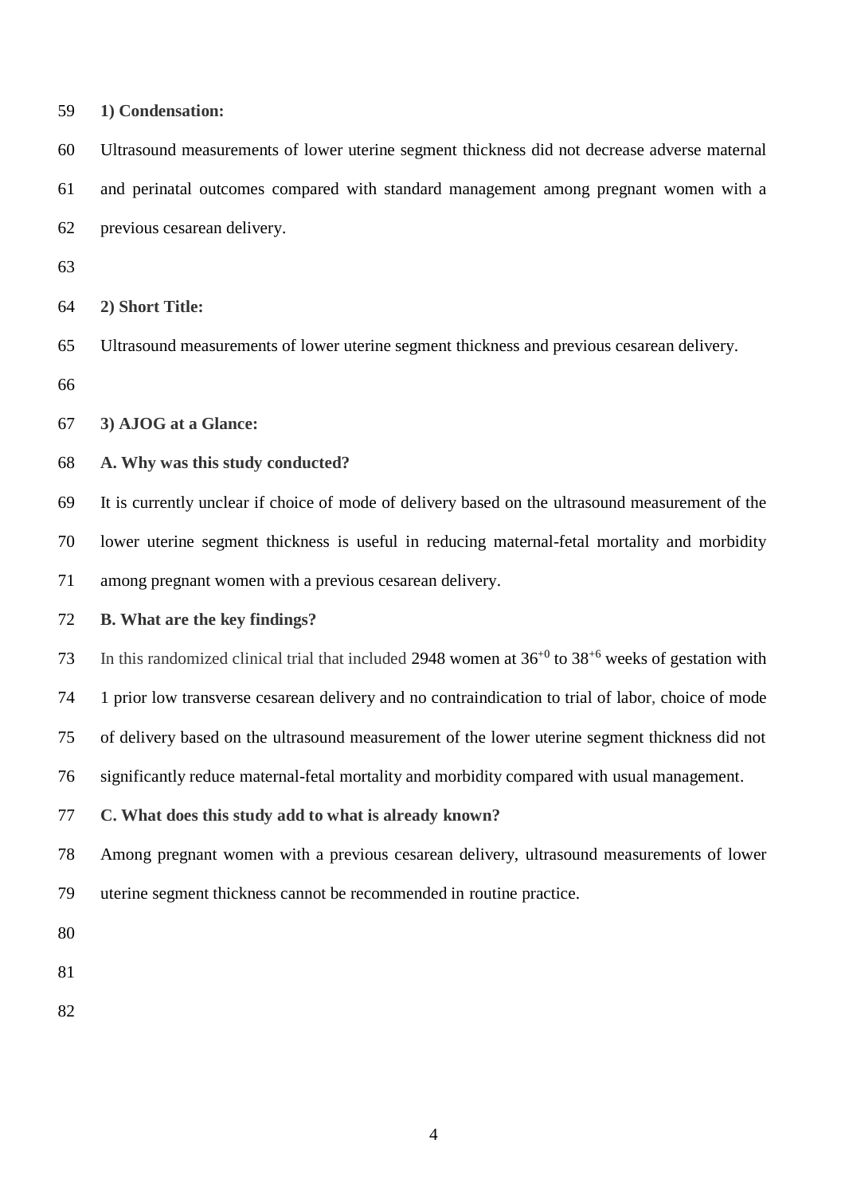**1) Condensation:**

Ultrasound measurements of lower uterine segment thickness did not decrease adverse maternal and perinatal outcomes compared with standard management among pregnant women with a previous cesarean delivery.

**2) Short Title:**

Ultrasound measurements of lower uterine segment thickness and previous cesarean delivery.

**3) AJOG at a Glance:**

**A. Why was this study conducted?**

It is currently unclear if choice of mode of delivery based on the ultrasound measurement of the lower uterine segment thickness is useful in reducing maternal-fetal mortality and morbidity among pregnant women with a previous cesarean delivery.

**B. What are the key findings?**

In this randomized clinical trial that included 2948 women at $36^{+0}$ to $38^{+6}$ weeks of gestation with 1 prior low transverse cesarean delivery and no contraindication to trial of labor, choice of mode of delivery based on the ultrasound measurement of the lower uterine segment thickness did not significantly reduce maternal-fetal mortality and morbidity compared with usual management.

**C. What does this study add to what is already known?**

Among pregnant women with a previous cesarean delivery, ultrasound measurements of lower uterine segment thickness cannot be recommended in routine practice.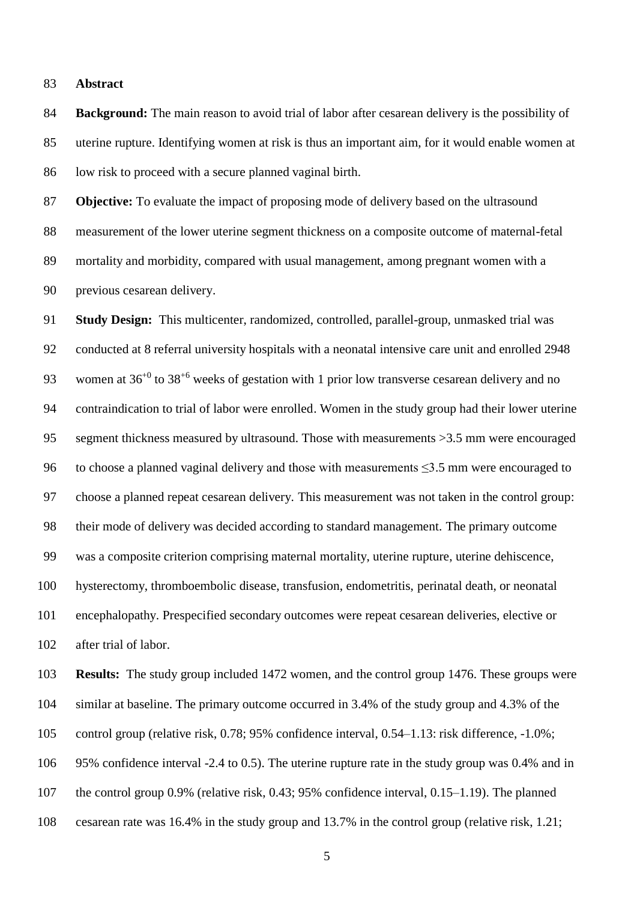## Abstract

**Background:** The main reason to avoid trial of labor after cesarean delivery is the possibility of uterine rupture. Identifying women at risk is thus an important aim, for it would enable women at low risk to proceed with a secure planned vaginal birth.

**Objective:** To evaluate the impact of proposing mode of delivery based on the ultrasound measurement of the lower uterine segment thickness on a composite outcome of maternal-fetal mortality and morbidity, compared with usual management, among pregnant women with a previous cesarean delivery.

**Study Design:** This multicenter, randomized, controlled, parallel-group, unmasked trial was conducted at 8 referral university hospitals with a neonatal intensive care unit and enrolled 2948 women at $36^{+0}$ to $38^{+6}$ weeks of gestation with 1 prior low transverse cesarean delivery and no contraindication to trial of labor were enrolled. Women in the study group had their lower uterine segment thickness measured by ultrasound. Those with measurements >3.5 mm were encouraged to choose a planned vaginal delivery and those with measurements ≤3.5 mm were encouraged to choose a planned repeat cesarean delivery. This measurement was not taken in the control group: their mode of delivery was decided according to standard management. The primary outcome was a composite criterion comprising maternal mortality, uterine rupture, uterine dehiscence, hysterectomy, thromboembolic disease, transfusion, endometritis, perinatal death, or neonatal encephalopathy. Prespecified secondary outcomes were repeat cesarean deliveries, elective or after trial of labor.

**Results:** The study group included 1472 women, and the control group 1476. These groups were similar at baseline. The primary outcome occurred in 3.4% of the study group and 4.3% of the control group (relative risk, 0.78; 95% confidence interval, 0.54–1.13: risk difference, -1.0%; 95% confidence interval -2.4 to 0.5). The uterine rupture rate in the study group was 0.4% and in the control group 0.9% (relative risk, 0.43; 95% confidence interval, 0.15–1.19). The planned cesarean rate was 16.4% in the study group and 13.7% in the control group (relative risk, 1.21;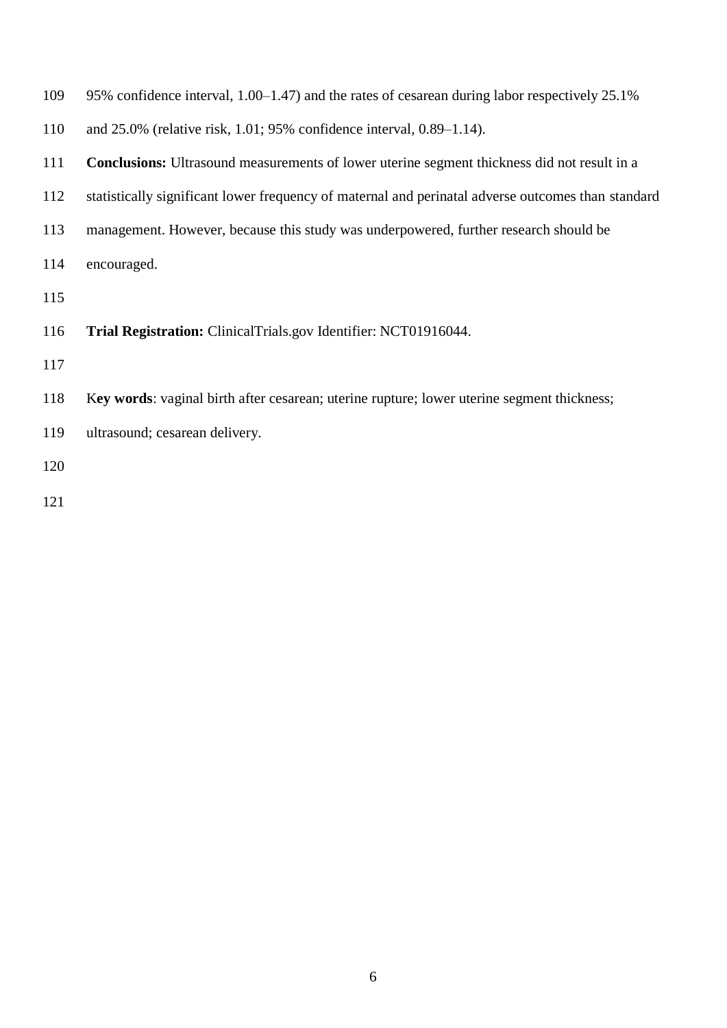95% confidence interval, 1.00–1.47) and the rates of cesarean during labor respectively 25.1% and 25.0% (relative risk, 1.01; 95% confidence interval, 0.89–1.14).

**Conclusions:** Ultrasound measurements of lower uterine segment thickness did not result in a statistically significant lower frequency of maternal and perinatal adverse outcomes than standard management. However, because this study was underpowered, further research should be encouraged.

**Trial Registration:** ClinicalTrials.gov Identifier: NCT01916044.

K**ey words**: vaginal birth after cesarean; uterine rupture; lower uterine segment thickness; ultrasound; cesarean delivery.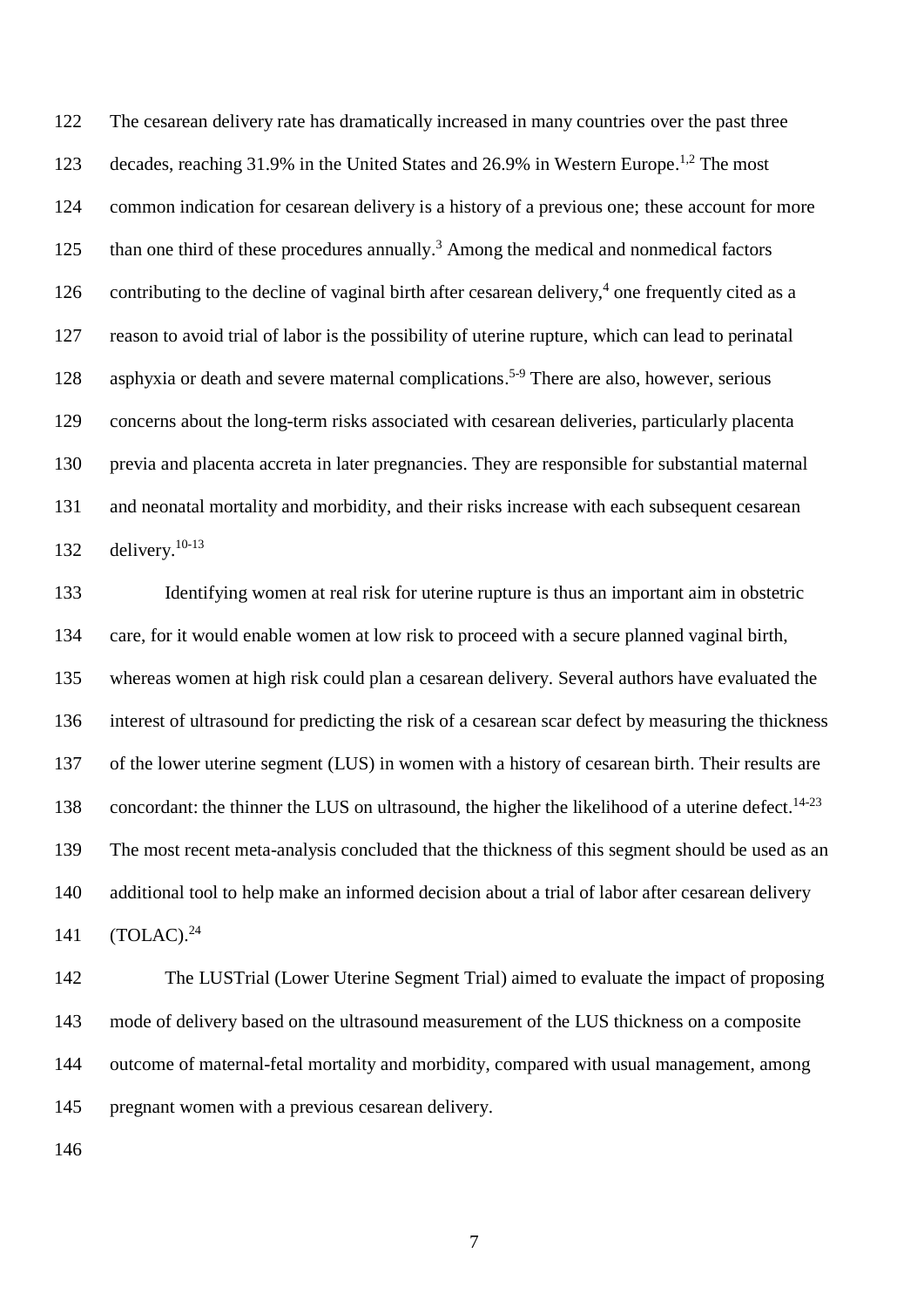The cesarean delivery rate has dramatically increased in many countries over the past three decades, reaching 31.9% in the United States and 26.9% in Western Europe.[1,2] The most common indication for cesarean delivery is a history of a previous one; these account for more than one third of these procedures annually.[3] Among the medical and nonmedical factors contributing to the decline of vaginal birth after cesarean delivery,[4] one frequently cited as a reason to avoid trial of labor is the possibility of uterine rupture, which can lead to perinatal asphyxia or death and severe maternal complications.[5-9] There are also, however, serious concerns about the long-term risks associated with cesarean deliveries, particularly placenta previa and placenta accreta in later pregnancies. They are responsible for substantial maternal and neonatal mortality and morbidity, and their risks increase with each subsequent cesarean delivery.[10-13]

Identifying women at real risk for uterine rupture is thus an important aim in obstetric care, for it would enable women at low risk to proceed with a secure planned vaginal birth, whereas women at high risk could plan a cesarean delivery. Several authors have evaluated the interest of ultrasound for predicting the risk of a cesarean scar defect by measuring the thickness of the lower uterine segment (LUS) in women with a history of cesarean birth. Their results are concordant: the thinner the LUS on ultrasound, the higher the likelihood of a uterine defect.[14-23] The most recent meta-analysis concluded that the thickness of this segment should be used as an additional tool to help make an informed decision about a trial of labor after cesarean delivery (TOLAC).[24]

The LUSTrial (Lower Uterine Segment Trial) aimed to evaluate the impact of proposing mode of delivery based on the ultrasound measurement of the LUS thickness on a composite outcome of maternal-fetal mortality and morbidity, compared with usual management, among pregnant women with a previous cesarean delivery.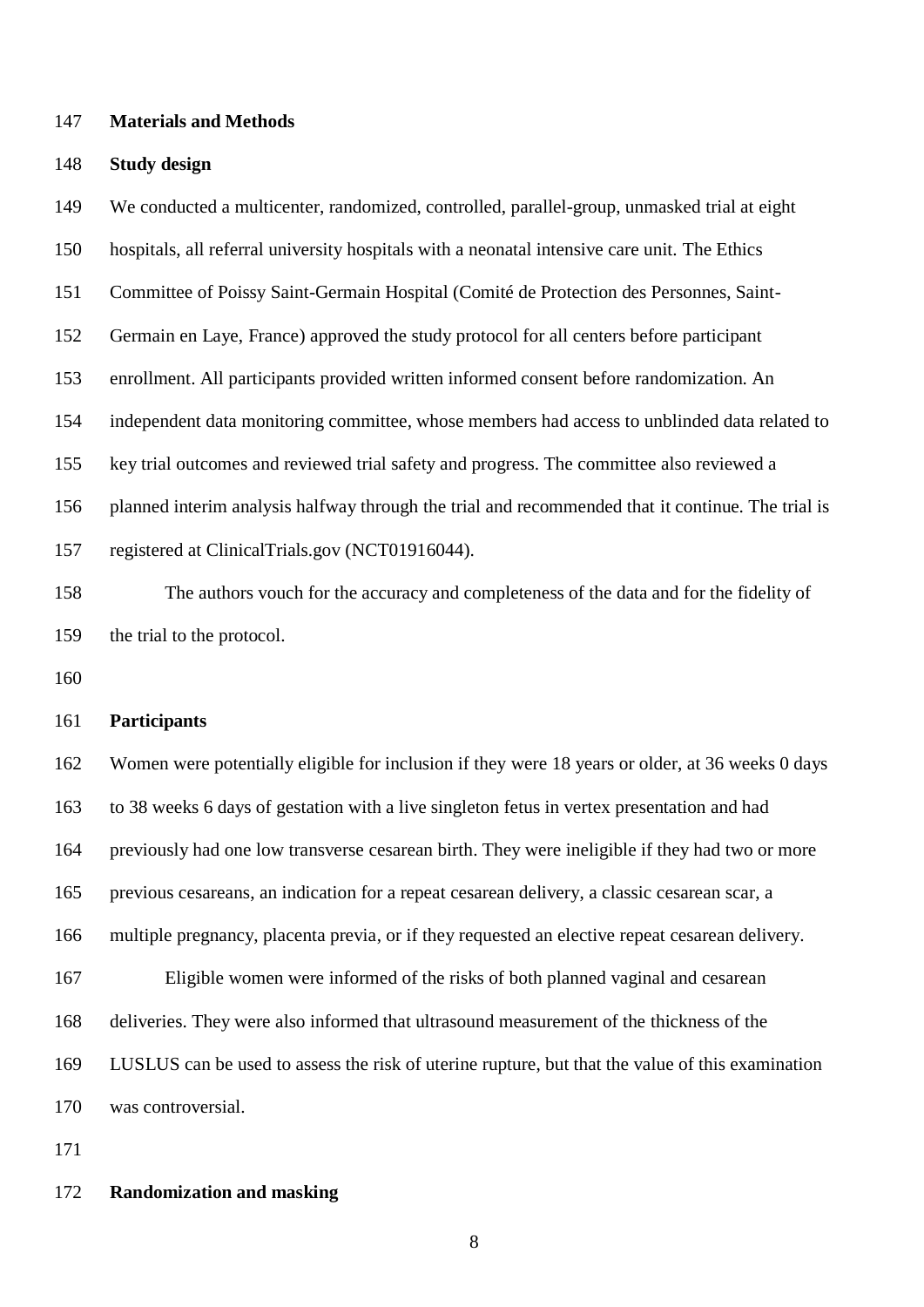## Materials and Methods

### Study design

We conducted a multicenter, randomized, controlled, parallel-group, unmasked trial at eight hospitals, all referral university hospitals with a neonatal intensive care unit. The Ethics Committee of Poissy Saint-Germain Hospital (Comité de Protection des Personnes, Saint-Germain en Laye, France) approved the study protocol for all centers before participant enrollment. All participants provided written informed consent before randomization. An independent data monitoring committee, whose members had access to unblinded data related to key trial outcomes and reviewed trial safety and progress. The committee also reviewed a planned interim analysis halfway through the trial and recommended that it continue. The trial is registered at ClinicalTrials.gov (NCT01916044).

The authors vouch for the accuracy and completeness of the data and for the fidelity of the trial to the protocol.

### Participants

Women were potentially eligible for inclusion if they were 18 years or older, at 36 weeks 0 days to 38 weeks 6 days of gestation with a live singleton fetus in vertex presentation and had previously had one low transverse cesarean birth. They were ineligible if they had two or more previous cesareans, an indication for a repeat cesarean delivery, a classic cesarean scar, a multiple pregnancy, placenta previa, or if they requested an elective repeat cesarean delivery.

Eligible women were informed of the risks of both planned vaginal and cesarean deliveries. They were also informed that ultrasound measurement of the thickness of the LUSLUS can be used to assess the risk of uterine rupture, but that the value of this examination was controversial.

### Randomization and masking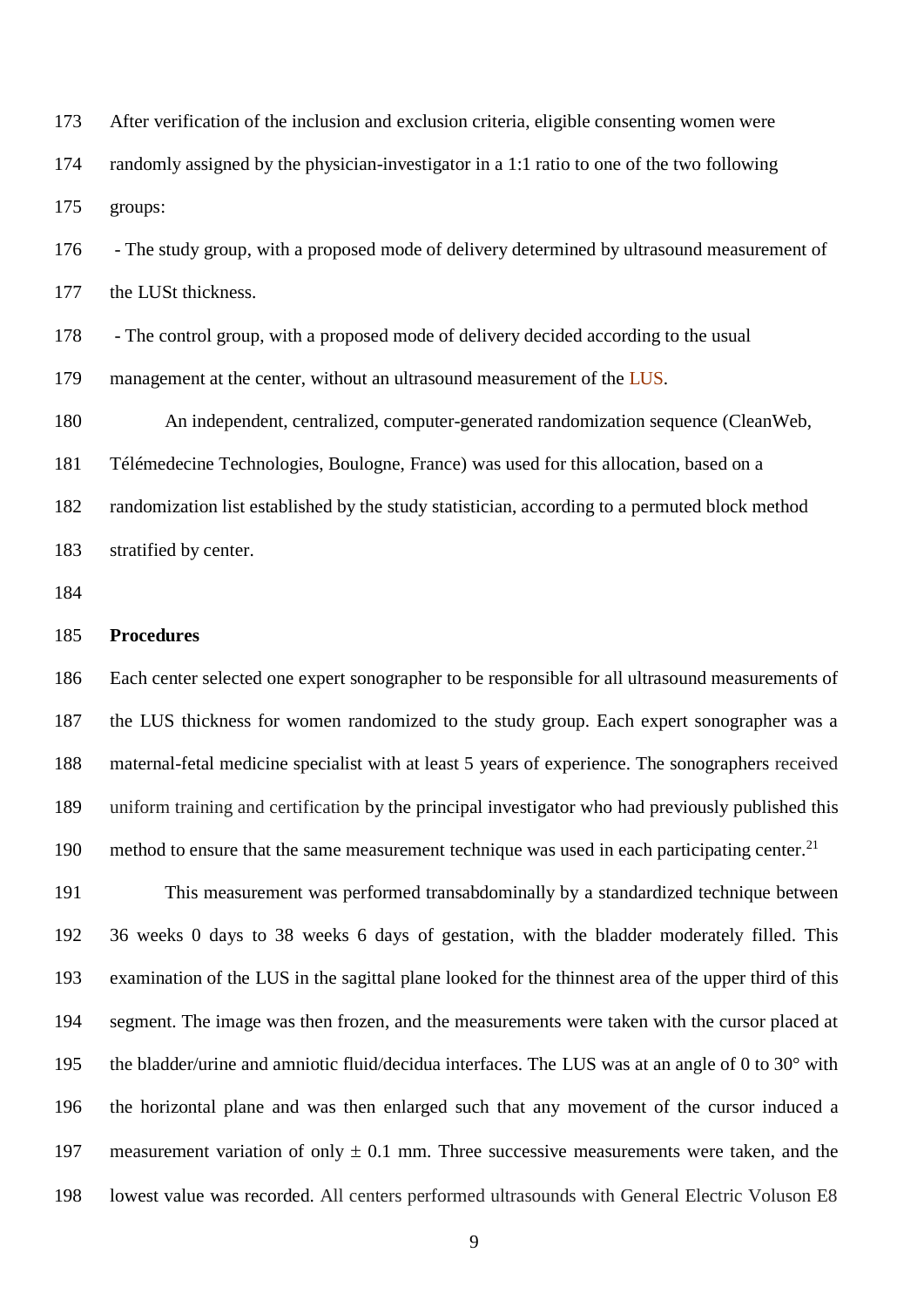After verification of the inclusion and exclusion criteria, eligible consenting women were randomly assigned by the physician-investigator in a 1:1 ratio to one of the two following groups:

- The study group, with a proposed mode of delivery determined by ultrasound measurement of the LUSt thickness.
- The control group, with a proposed mode of delivery decided according to the usual management at the center, without an ultrasound measurement of the LUS.

An independent, centralized, computer-generated randomization sequence (CleanWeb, Télémedecine Technologies, Boulogne, France) was used for this allocation, based on a randomization list established by the study statistician, according to a permuted block method stratified by center.

**Procedures**

Each center selected one expert sonographer to be responsible for all ultrasound measurements of the LUS thickness for women randomized to the study group. Each expert sonographer was a maternal-fetal medicine specialist with at least 5 years of experience. The sonographers received uniform training and certification by the principal investigator who had previously published this method to ensure that the same measurement technique was used in each participating center.[21]

This measurement was performed transabdominally by a standardized technique between 36 weeks 0 days to 38 weeks 6 days of gestation, with the bladder moderately filled. This examination of the LUS in the sagittal plane looked for the thinnest area of the upper third of this segment. The image was then frozen, and the measurements were taken with the cursor placed at the bladder/urine and amniotic fluid/decidua interfaces. The LUS was at an angle of 0 to 30° with the horizontal plane and was then enlarged such that any movement of the cursor induced a measurement variation of only ± 0.1 mm. Three successive measurements were taken, and the lowest value was recorded. All centers performed ultrasounds with General Electric Voluson E8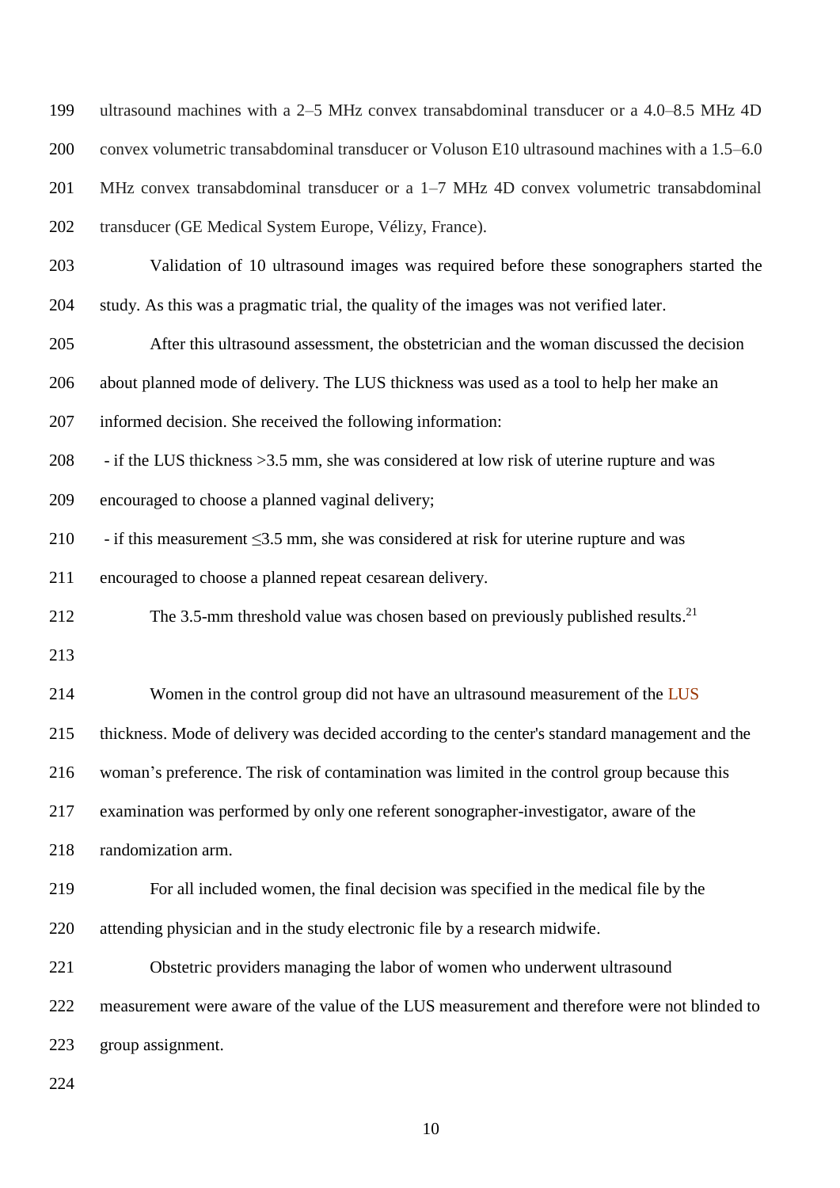ultrasound machines with a 2–5 MHz convex transabdominal transducer or a 4.0–8.5 MHz 4D convex volumetric transabdominal transducer or Voluson E10 ultrasound machines with a 1.5–6.0 MHz convex transabdominal transducer or a 1–7 MHz 4D convex volumetric transabdominal transducer (GE Medical System Europe, Vélizy, France).

Validation of 10 ultrasound images was required before these sonographers started the study. As this was a pragmatic trial, the quality of the images was not verified later.

After this ultrasound assessment, the obstetrician and the woman discussed the decision about planned mode of delivery. The LUS thickness was used as a tool to help her make an informed decision. She received the following information:

- if the LUS thickness >3.5 mm, she was considered at low risk of uterine rupture and was encouraged to choose a planned vaginal delivery;
- if this measurement ≤3.5 mm, she was considered at risk for uterine rupture and was encouraged to choose a planned repeat cesarean delivery.

The 3.5-mm threshold value was chosen based on previously published results.[21]

Women in the control group did not have an ultrasound measurement of the LUS thickness. Mode of delivery was decided according to the center's standard management and the woman's preference. The risk of contamination was limited in the control group because this examination was performed by only one referent sonographer-investigator, aware of the randomization arm.

For all included women, the final decision was specified in the medical file by the attending physician and in the study electronic file by a research midwife.

Obstetric providers managing the labor of women who underwent ultrasound measurement were aware of the value of the LUS measurement and therefore were not blinded to group assignment.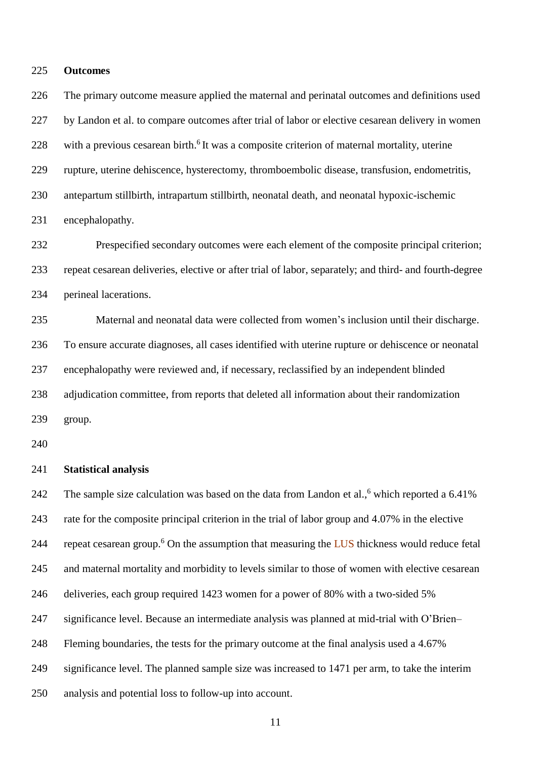## Outcomes

The primary outcome measure applied the maternal and perinatal outcomes and definitions used by Landon et al. to compare outcomes after trial of labor or elective cesarean delivery in women with a previous cesarean birth.[6] It was a composite criterion of maternal mortality, uterine rupture, uterine dehiscence, hysterectomy, thromboembolic disease, transfusion, endometritis, antepartum stillbirth, intrapartum stillbirth, neonatal death, and neonatal hypoxic-ischemic encephalopathy.

Prespecified secondary outcomes were each element of the composite principal criterion; repeat cesarean deliveries, elective or after trial of labor, separately; and third- and fourth-degree perineal lacerations.

Maternal and neonatal data were collected from women's inclusion until their discharge. To ensure accurate diagnoses, all cases identified with uterine rupture or dehiscence or neonatal encephalopathy were reviewed and, if necessary, reclassified by an independent blinded adjudication committee, from reports that deleted all information about their randomization group.

## Statistical analysis

The sample size calculation was based on the data from Landon et al.,[6] which reported a 6.41% rate for the composite principal criterion in the trial of labor group and 4.07% in the elective repeat cesarean group.[6] On the assumption that measuring the LUS thickness would reduce fetal and maternal mortality and morbidity to levels similar to those of women with elective cesarean deliveries, each group required 1423 women for a power of 80% with a two-sided 5% significance level. Because an intermediate analysis was planned at mid-trial with O'Brien–Fleming boundaries, the tests for the primary outcome at the final analysis used a 4.67% significance level. The planned sample size was increased to 1471 per arm, to take the interim analysis and potential loss to follow-up into account.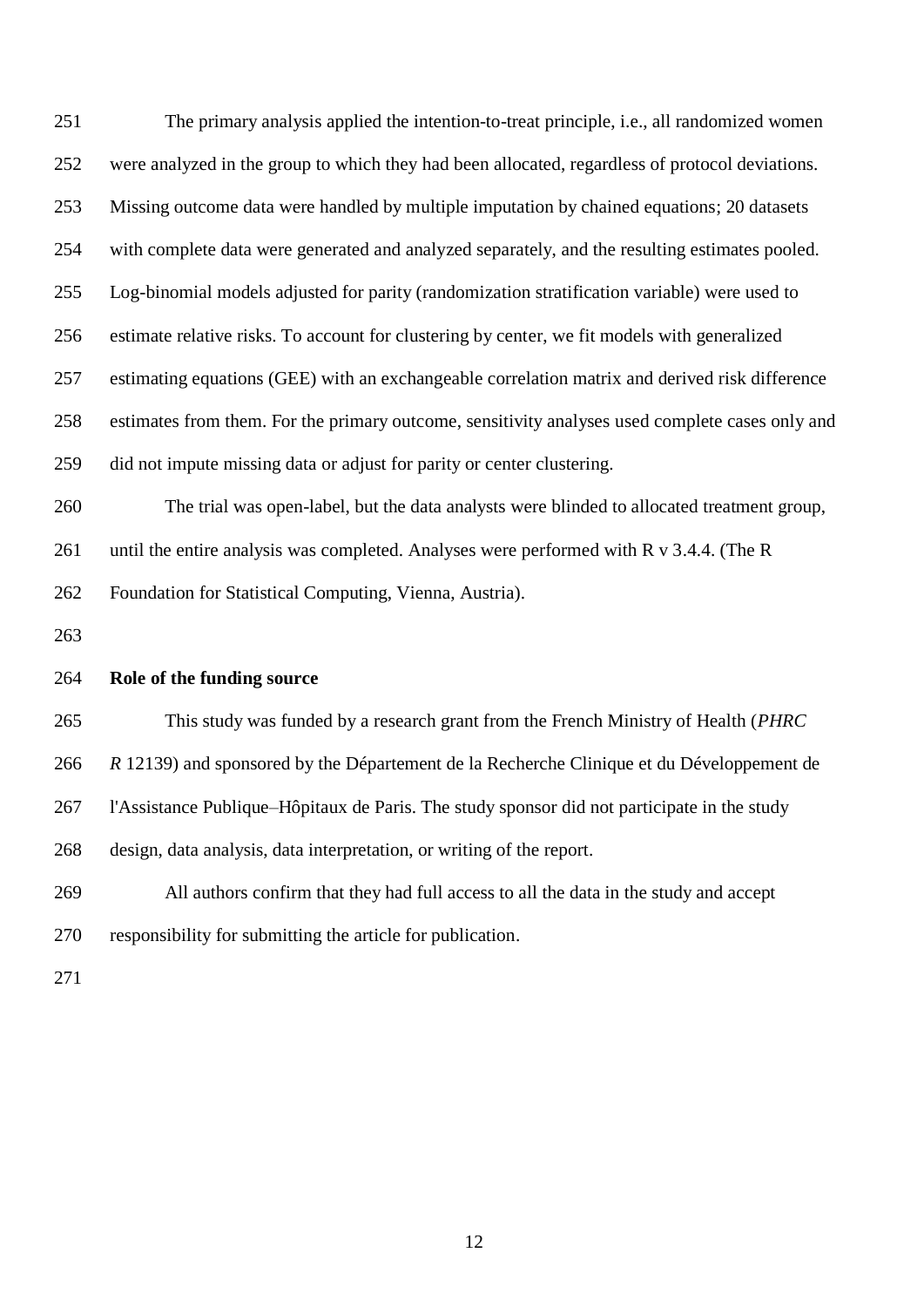The primary analysis applied the intention-to-treat principle, i.e., all randomized women were analyzed in the group to which they had been allocated, regardless of protocol deviations. Missing outcome data were handled by multiple imputation by chained equations; 20 datasets with complete data were generated and analyzed separately, and the resulting estimates pooled. Log-binomial models adjusted for parity (randomization stratification variable) were used to estimate relative risks. To account for clustering by center, we fit models with generalized estimating equations (GEE) with an exchangeable correlation matrix and derived risk difference estimates from them. For the primary outcome, sensitivity analyses used complete cases only and did not impute missing data or adjust for parity or center clustering.

The trial was open-label, but the data analysts were blinded to allocated treatment group, until the entire analysis was completed. Analyses were performed with R v 3.4.4. (The R Foundation for Statistical Computing, Vienna, Austria).

**Role of the funding source**

This study was funded by a research grant from the French Ministry of Health (*PHRC R* 12139) and sponsored by the Département de la Recherche Clinique et du Développement de l'Assistance Publique–Hôpitaux de Paris. The study sponsor did not participate in the study design, data analysis, data interpretation, or writing of the report.

All authors confirm that they had full access to all the data in the study and accept responsibility for submitting the article for publication.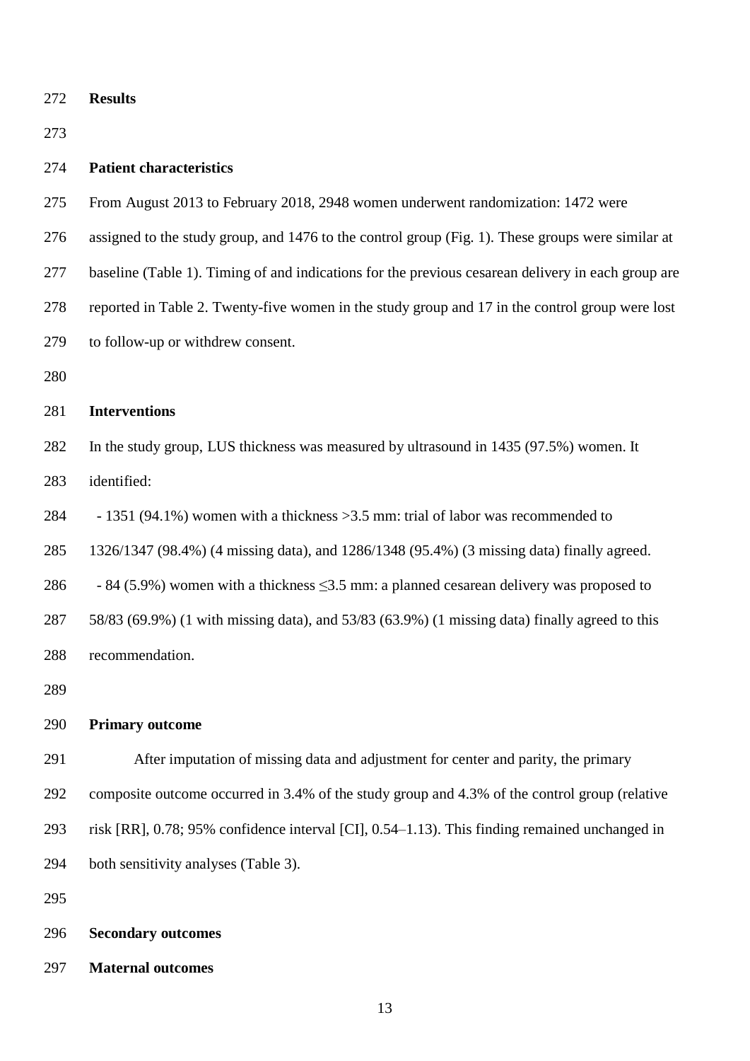## Results

### Patient characteristics

From August 2013 to February 2018, 2948 women underwent randomization: 1472 were assigned to the study group, and 1476 to the control group (Fig. 1). These groups were similar at baseline (Table 1). Timing of and indications for the previous cesarean delivery in each group are reported in Table 2. Twenty-five women in the study group and 17 in the control group were lost to follow-up or withdrew consent.

### Interventions

In the study group, LUS thickness was measured by ultrasound in 1435 (97.5%) women. It identified:

- 1351 (94.1%) women with a thickness >3.5 mm: trial of labor was recommended to 1326/1347 (98.4%) (4 missing data), and 1286/1348 (95.4%) (3 missing data) finally agreed.
- 84 (5.9%) women with a thickness ≤3.5 mm: a planned cesarean delivery was proposed to 58/83 (69.9%) (1 with missing data), and 53/83 (63.9%) (1 missing data) finally agreed to this recommendation.

### Primary outcome

After imputation of missing data and adjustment for center and parity, the primary composite outcome occurred in 3.4% of the study group and 4.3% of the control group (relative risk [RR], 0.78; 95% confidence interval [CI], 0.54–1.13). This finding remained unchanged in both sensitivity analyses (Table 3).

### Secondary outcomes

#### Maternal outcomes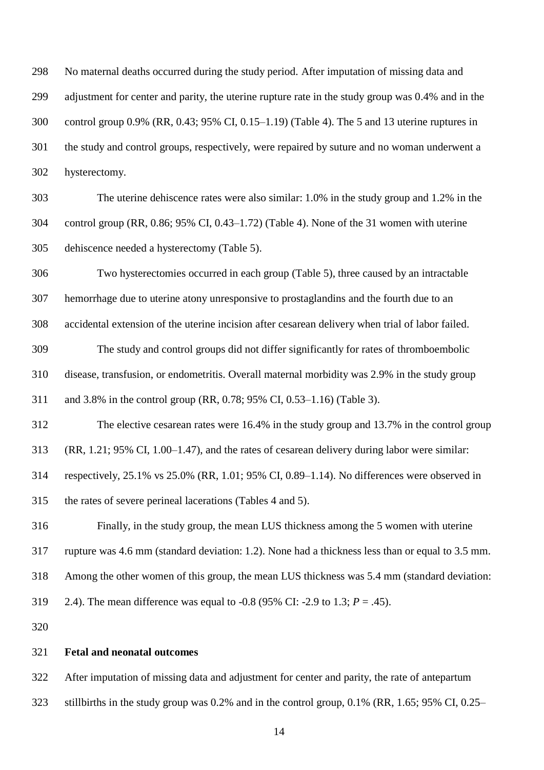No maternal deaths occurred during the study period. After imputation of missing data and adjustment for center and parity, the uterine rupture rate in the study group was 0.4% and in the control group 0.9% (RR, 0.43; 95% CI, 0.15–1.19) (Table 4). The 5 and 13 uterine ruptures in the study and control groups, respectively, were repaired by suture and no woman underwent a hysterectomy.

The uterine dehiscence rates were also similar: 1.0% in the study group and 1.2% in the control group (RR, 0.86; 95% CI, 0.43–1.72) (Table 4). None of the 31 women with uterine dehiscence needed a hysterectomy (Table 5).

Two hysterectomies occurred in each group (Table 5), three caused by an intractable hemorrhage due to uterine atony unresponsive to prostaglandins and the fourth due to an accidental extension of the uterine incision after cesarean delivery when trial of labor failed.

The study and control groups did not differ significantly for rates of thromboembolic disease, transfusion, or endometritis. Overall maternal morbidity was 2.9% in the study group and 3.8% in the control group (RR, 0.78; 95% CI, 0.53–1.16) (Table 3).

The elective cesarean rates were 16.4% in the study group and 13.7% in the control group (RR, 1.21; 95% CI, 1.00–1.47), and the rates of cesarean delivery during labor were similar: respectively, 25.1% vs 25.0% (RR, 1.01; 95% CI, 0.89–1.14). No differences were observed in the rates of severe perineal lacerations (Tables 4 and 5).

Finally, in the study group, the mean LUS thickness among the 5 women with uterine rupture was 4.6 mm (standard deviation: 1.2). None had a thickness less than or equal to 3.5 mm. Among the other women of this group, the mean LUS thickness was 5.4 mm (standard deviation: 2.4). The mean difference was equal to -0.8 (95% CI: -2.9 to 1.3; $P = .45$).

**Fetal and neonatal outcomes**

After imputation of missing data and adjustment for center and parity, the rate of antepartum stillbirths in the study group was 0.2% and in the control group, 0.1% (RR, 1.65; 95% CI, 0.25–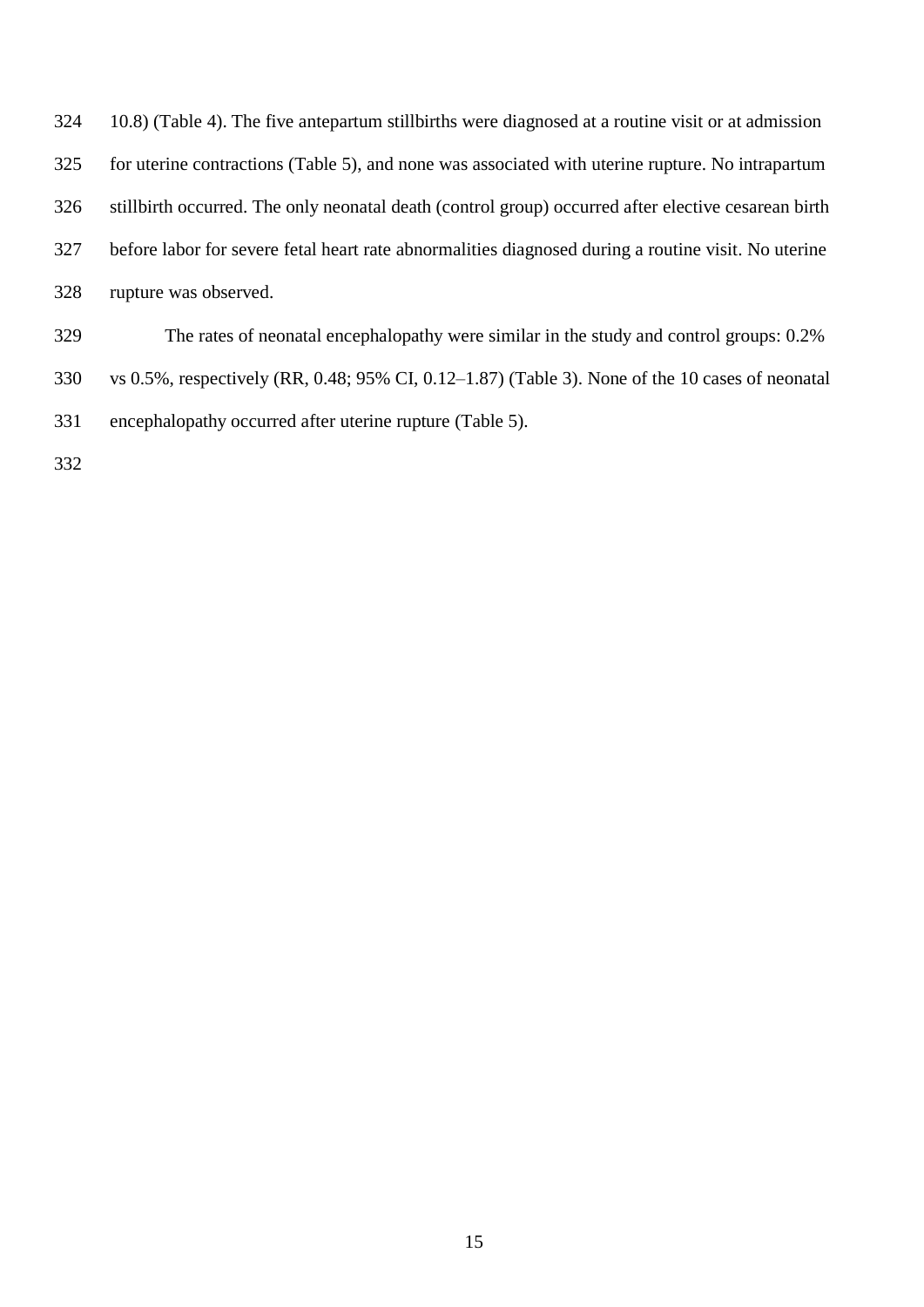10.8) (Table 4). The five antepartum stillbirths were diagnosed at a routine visit or at admission for uterine contractions (Table 5), and none was associated with uterine rupture. No intrapartum stillbirth occurred. The only neonatal death (control group) occurred after elective cesarean birth before labor for severe fetal heart rate abnormalities diagnosed during a routine visit. No uterine rupture was observed.

The rates of neonatal encephalopathy were similar in the study and control groups: 0.2% vs 0.5%, respectively (RR, 0.48; 95% CI, 0.12–1.87) (Table 3). None of the 10 cases of neonatal encephalopathy occurred after uterine rupture (Table 5).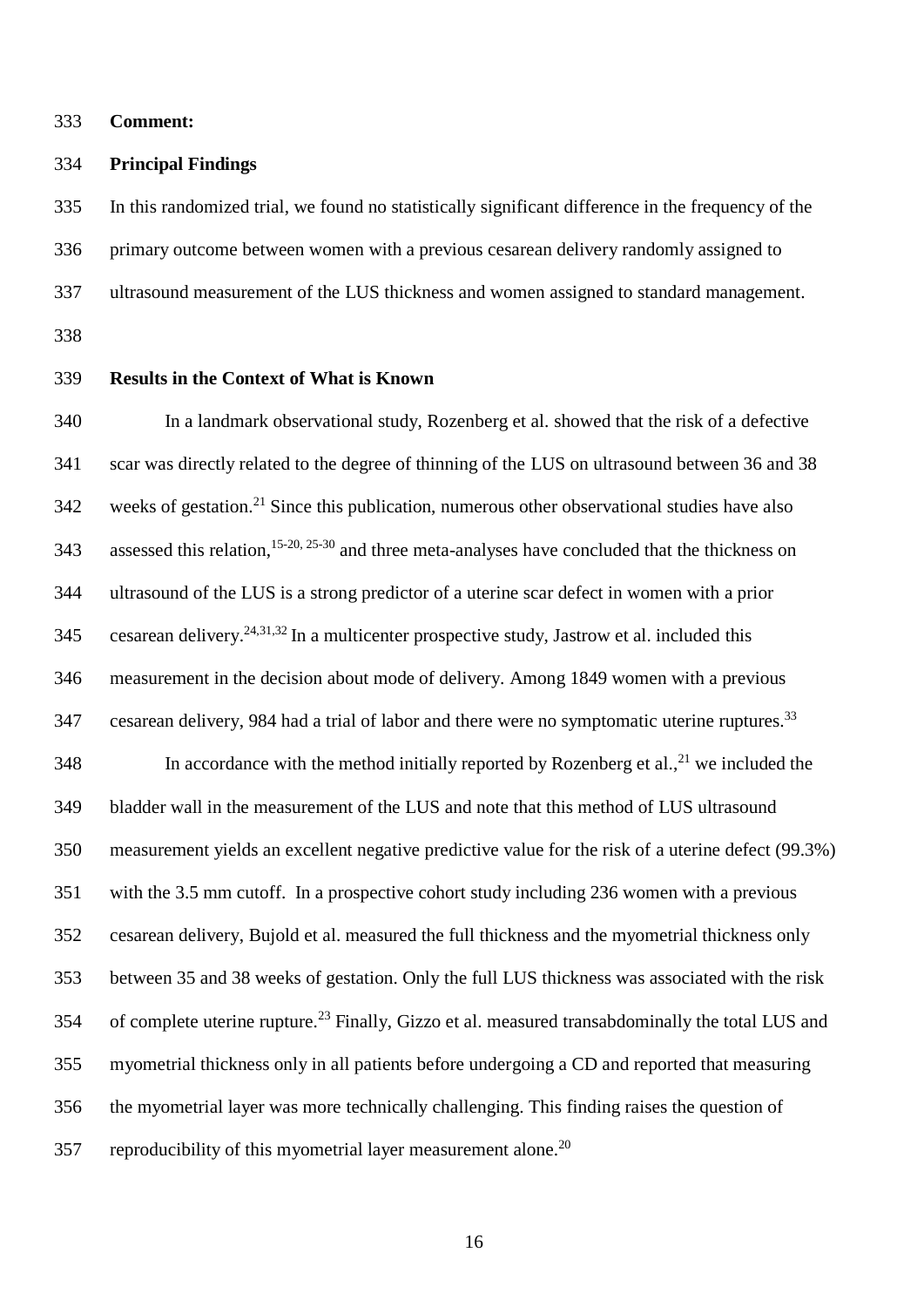**Comment:**

**Principal Findings**

In this randomized trial, we found no statistically significant difference in the frequency of the primary outcome between women with a previous cesarean delivery randomly assigned to ultrasound measurement of the LUS thickness and women assigned to standard management.

**Results in the Context of What is Known**

In a landmark observational study, Rozenberg et al. showed that the risk of a defective scar was directly related to the degree of thinning of the LUS on ultrasound between 36 and 38 weeks of gestation.[21] Since this publication, numerous other observational studies have also assessed this relation,[15-20, 25-30] and three meta-analyses have concluded that the thickness on ultrasound of the LUS is a strong predictor of a uterine scar defect in women with a prior cesarean delivery.[24,31,32] In a multicenter prospective study, Jastrow et al. included this measurement in the decision about mode of delivery. Among 1849 women with a previous cesarean delivery, 984 had a trial of labor and there were no symptomatic uterine ruptures.[33]

In accordance with the method initially reported by Rozenberg et al.,[21] we included the bladder wall in the measurement of the LUS and note that this method of LUS ultrasound measurement yields an excellent negative predictive value for the risk of a uterine defect (99.3%) with the 3.5 mm cutoff. In a prospective cohort study including 236 women with a previous cesarean delivery, Bujold et al. measured the full thickness and the myometrial thickness only between 35 and 38 weeks of gestation. Only the full LUS thickness was associated with the risk of complete uterine rupture.[23] Finally, Gizzo et al. measured transabdominally the total LUS and myometrial thickness only in all patients before undergoing a CD and reported that measuring the myometrial layer was more technically challenging. This finding raises the question of reproducibility of this myometrial layer measurement alone.[20]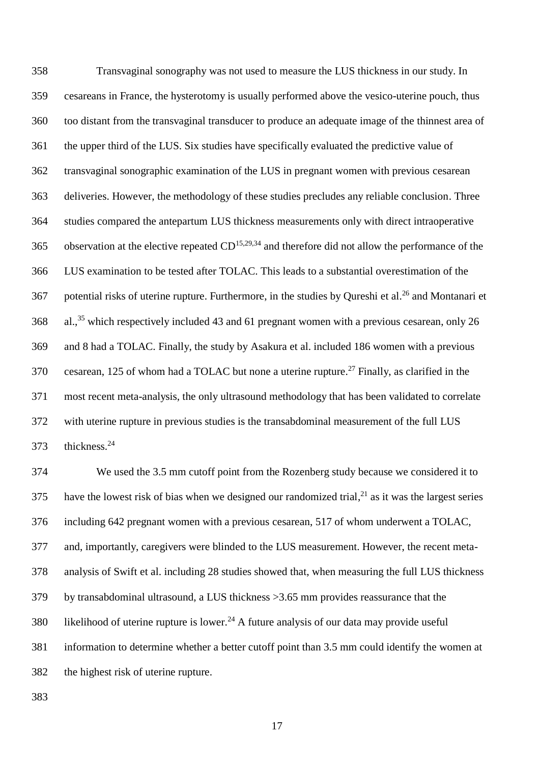Transvaginal sonography was not used to measure the LUS thickness in our study. In cesareans in France, the hysterotomy is usually performed above the vesico-uterine pouch, thus too distant from the transvaginal transducer to produce an adequate image of the thinnest area of the upper third of the LUS. Six studies have specifically evaluated the predictive value of transvaginal sonographic examination of the LUS in pregnant women with previous cesarean deliveries. However, the methodology of these studies precludes any reliable conclusion. Three studies compared the antepartum LUS thickness measurements only with direct intraoperative observation at the elective repeated CD[15,29,34] and therefore did not allow the performance of the LUS examination to be tested after TOLAC. This leads to a substantial overestimation of the potential risks of uterine rupture. Furthermore, in the studies by Qureshi et al.[26] and Montanari et al.,[35] which respectively included 43 and 61 pregnant women with a previous cesarean, only 26 and 8 had a TOLAC. Finally, the study by Asakura et al. included 186 women with a previous cesarean, 125 of whom had a TOLAC but none a uterine rupture.[27] Finally, as clarified in the most recent meta-analysis, the only ultrasound methodology that has been validated to correlate with uterine rupture in previous studies is the transabdominal measurement of the full LUS thickness.[24]

We used the 3.5 mm cutoff point from the Rozenberg study because we considered it to have the lowest risk of bias when we designed our randomized trial,[21] as it was the largest series including 642 pregnant women with a previous cesarean, 517 of whom underwent a TOLAC, and, importantly, caregivers were blinded to the LUS measurement. However, the recent meta-analysis of Swift et al. including 28 studies showed that, when measuring the full LUS thickness by transabdominal ultrasound, a LUS thickness >3.65 mm provides reassurance that the likelihood of uterine rupture is lower.[24] A future analysis of our data may provide useful information to determine whether a better cutoff point than 3.5 mm could identify the women at the highest risk of uterine rupture.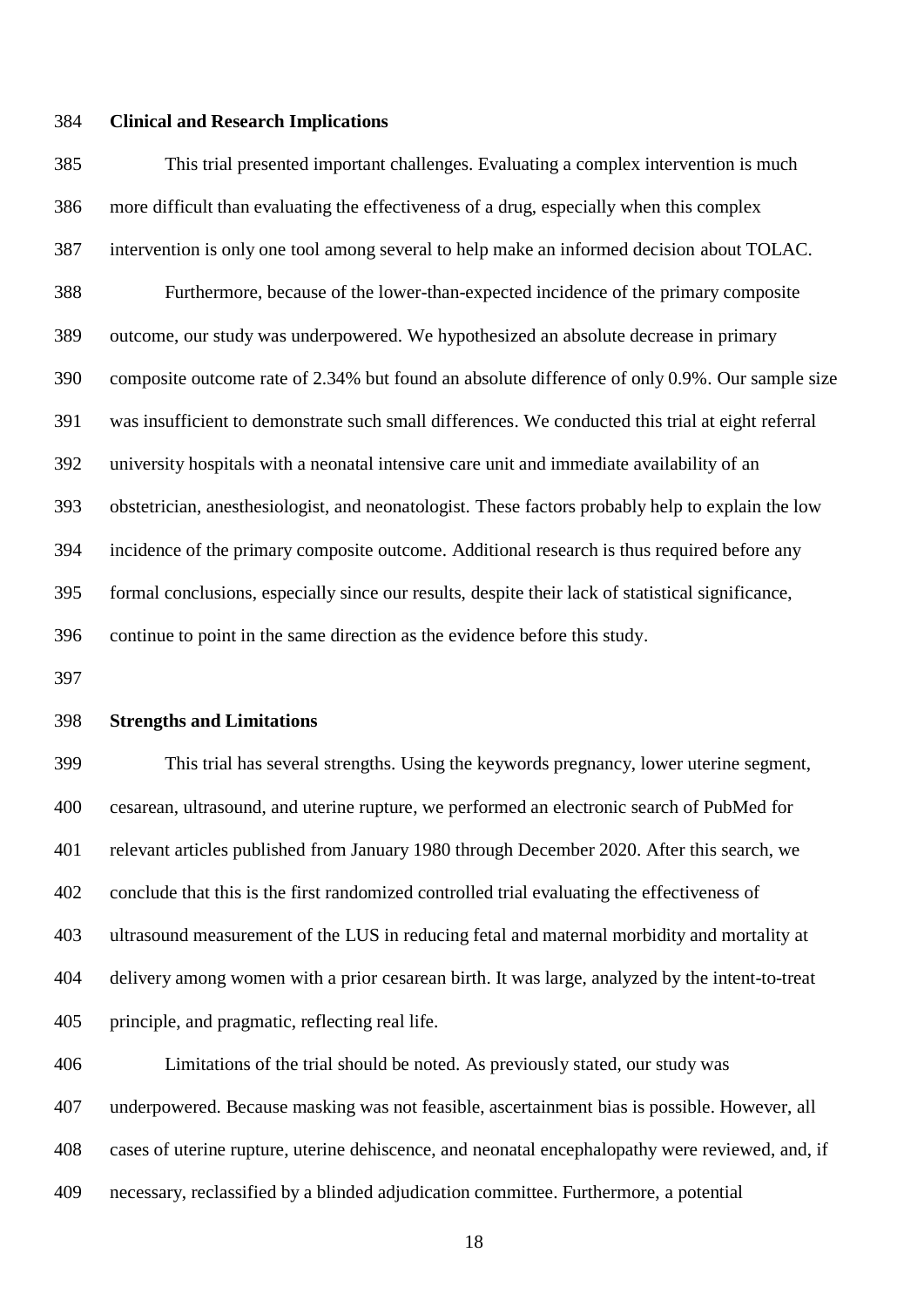**Clinical and Research Implications**

This trial presented important challenges. Evaluating a complex intervention is much more difficult than evaluating the effectiveness of a drug, especially when this complex intervention is only one tool among several to help make an informed decision about TOLAC.

Furthermore, because of the lower-than-expected incidence of the primary composite outcome, our study was underpowered. We hypothesized an absolute decrease in primary composite outcome rate of 2.34% but found an absolute difference of only 0.9%. Our sample size was insufficient to demonstrate such small differences. We conducted this trial at eight referral university hospitals with a neonatal intensive care unit and immediate availability of an obstetrician, anesthesiologist, and neonatologist. These factors probably help to explain the low incidence of the primary composite outcome. Additional research is thus required before any formal conclusions, especially since our results, despite their lack of statistical significance, continue to point in the same direction as the evidence before this study.

**Strengths and Limitations**

This trial has several strengths. Using the keywords pregnancy, lower uterine segment, cesarean, ultrasound, and uterine rupture, we performed an electronic search of PubMed for relevant articles published from January 1980 through December 2020. After this search, we conclude that this is the first randomized controlled trial evaluating the effectiveness of ultrasound measurement of the LUS in reducing fetal and maternal morbidity and mortality at delivery among women with a prior cesarean birth. It was large, analyzed by the intent-to-treat principle, and pragmatic, reflecting real life.

Limitations of the trial should be noted. As previously stated, our study was underpowered. Because masking was not feasible, ascertainment bias is possible. However, all cases of uterine rupture, uterine dehiscence, and neonatal encephalopathy were reviewed, and, if necessary, reclassified by a blinded adjudication committee. Furthermore, a potential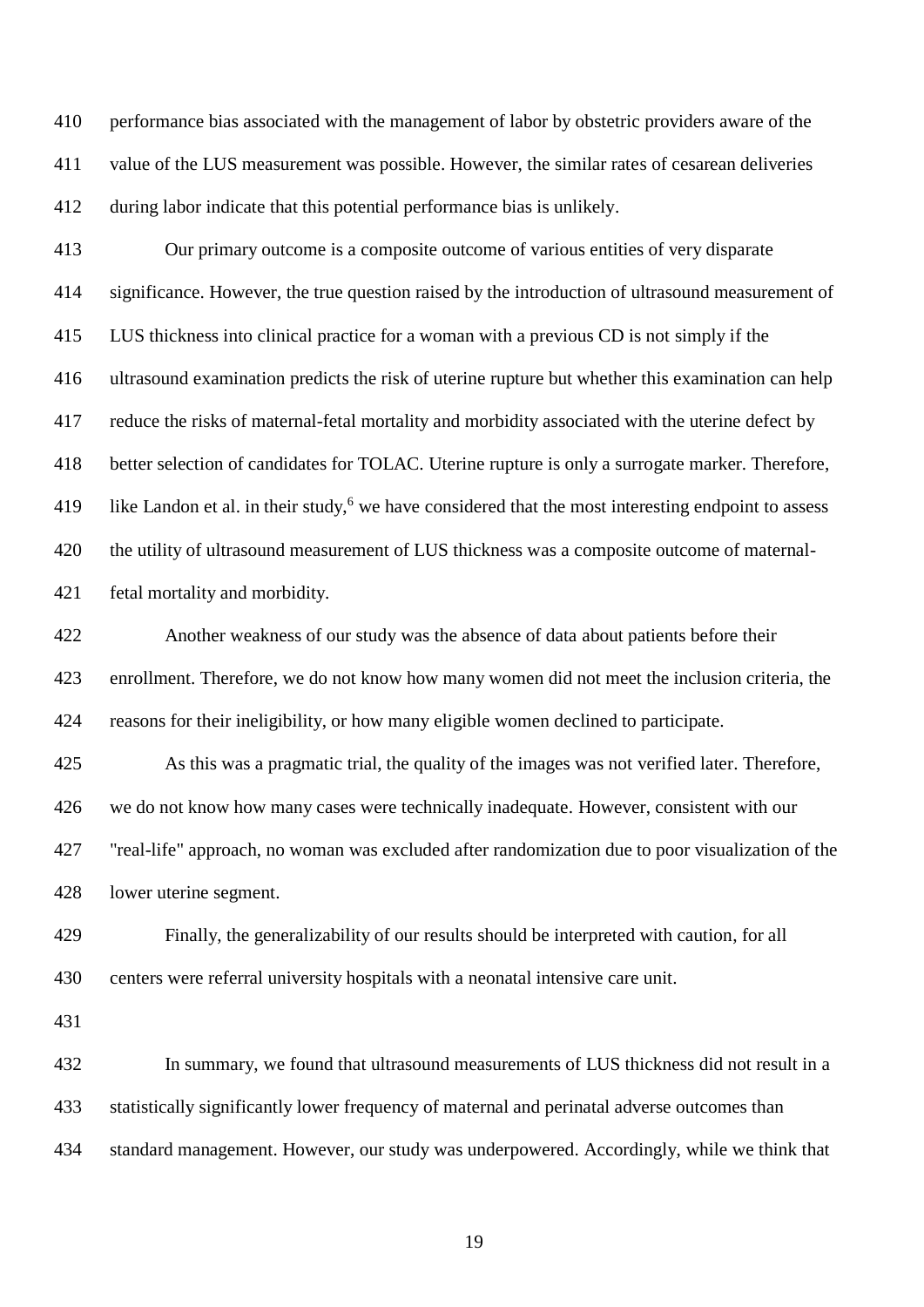performance bias associated with the management of labor by obstetric providers aware of the value of the LUS measurement was possible. However, the similar rates of cesarean deliveries during labor indicate that this potential performance bias is unlikely.

Our primary outcome is a composite outcome of various entities of very disparate significance. However, the true question raised by the introduction of ultrasound measurement of LUS thickness into clinical practice for a woman with a previous CD is not simply if the ultrasound examination predicts the risk of uterine rupture but whether this examination can help reduce the risks of maternal-fetal mortality and morbidity associated with the uterine defect by better selection of candidates for TOLAC. Uterine rupture is only a surrogate marker. Therefore, like Landon et al. in their study,[6] we have considered that the most interesting endpoint to assess the utility of ultrasound measurement of LUS thickness was a composite outcome of maternal-fetal mortality and morbidity.

Another weakness of our study was the absence of data about patients before their enrollment. Therefore, we do not know how many women did not meet the inclusion criteria, the reasons for their ineligibility, or how many eligible women declined to participate.

As this was a pragmatic trial, the quality of the images was not verified later. Therefore, we do not know how many cases were technically inadequate. However, consistent with our "real-life" approach, no woman was excluded after randomization due to poor visualization of the lower uterine segment.

Finally, the generalizability of our results should be interpreted with caution, for all centers were referral university hospitals with a neonatal intensive care unit.

In summary, we found that ultrasound measurements of LUS thickness did not result in a statistically significantly lower frequency of maternal and perinatal adverse outcomes than standard management. However, our study was underpowered. Accordingly, while we think that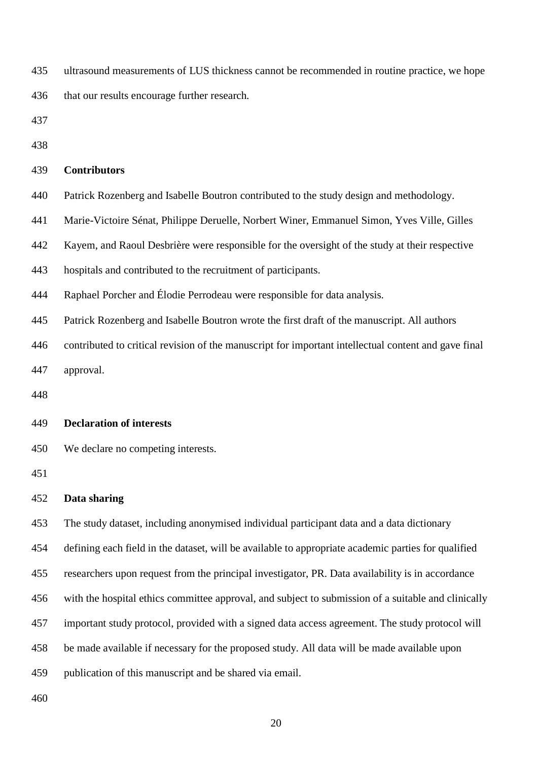ultrasound measurements of LUS thickness cannot be recommended in routine practice, we hope that our results encourage further research.

## Contributors

Patrick Rozenberg and Isabelle Boutron contributed to the study design and methodology. Marie-Victoire Sénat, Philippe Deruelle, Norbert Winer, Emmanuel Simon, Yves Ville, Gilles Kayem, and Raoul Desbrière were responsible for the oversight of the study at their respective hospitals and contributed to the recruitment of participants.

Raphael Porcher and Élodie Perrodeau were responsible for data analysis.

Patrick Rozenberg and Isabelle Boutron wrote the first draft of the manuscript. All authors contributed to critical revision of the manuscript for important intellectual content and gave final approval.

## Declaration of interests

We declare no competing interests.

## Data sharing

The study dataset, including anonymised individual participant data and a data dictionary defining each field in the dataset, will be available to appropriate academic parties for qualified researchers upon request from the principal investigator, PR. Data availability is in accordance with the hospital ethics committee approval, and subject to submission of a suitable and clinically important study protocol, provided with a signed data access agreement. The study protocol will be made available if necessary for the proposed study. All data will be made available upon publication of this manuscript and be shared via email.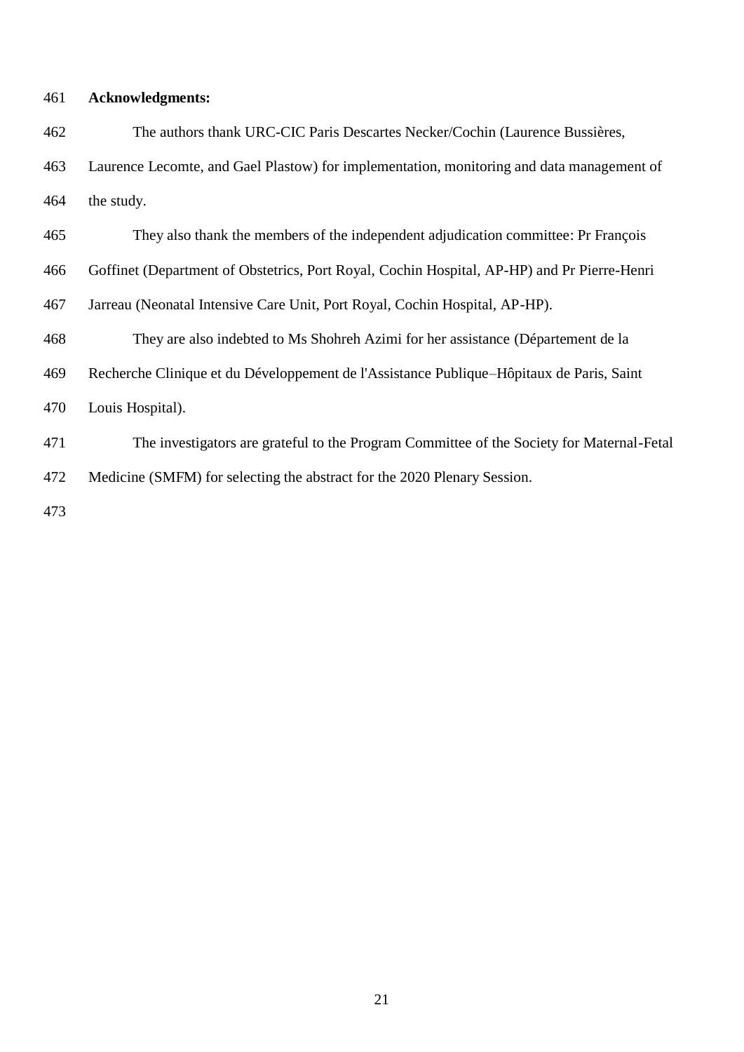**Acknowledgments:**

The authors thank URC-CIC Paris Descartes Necker/Cochin (Laurence Bussières, Laurence Lecomte, and Gael Plastow) for implementation, monitoring and data management of the study.

They also thank the members of the independent adjudication committee: Pr François Goffinet (Department of Obstetrics, Port Royal, Cochin Hospital, AP-HP) and Pr Pierre-Henri Jarreau (Neonatal Intensive Care Unit, Port Royal, Cochin Hospital, AP-HP).

They are also indebted to Ms Shohreh Azimi for her assistance (Département de la Recherche Clinique et du Développement de l'Assistance Publique–Hôpitaux de Paris, Saint Louis Hospital).

The investigators are grateful to the Program Committee of the Society for Maternal-Fetal Medicine (SMFM) for selecting the abstract for the 2020 Plenary Session.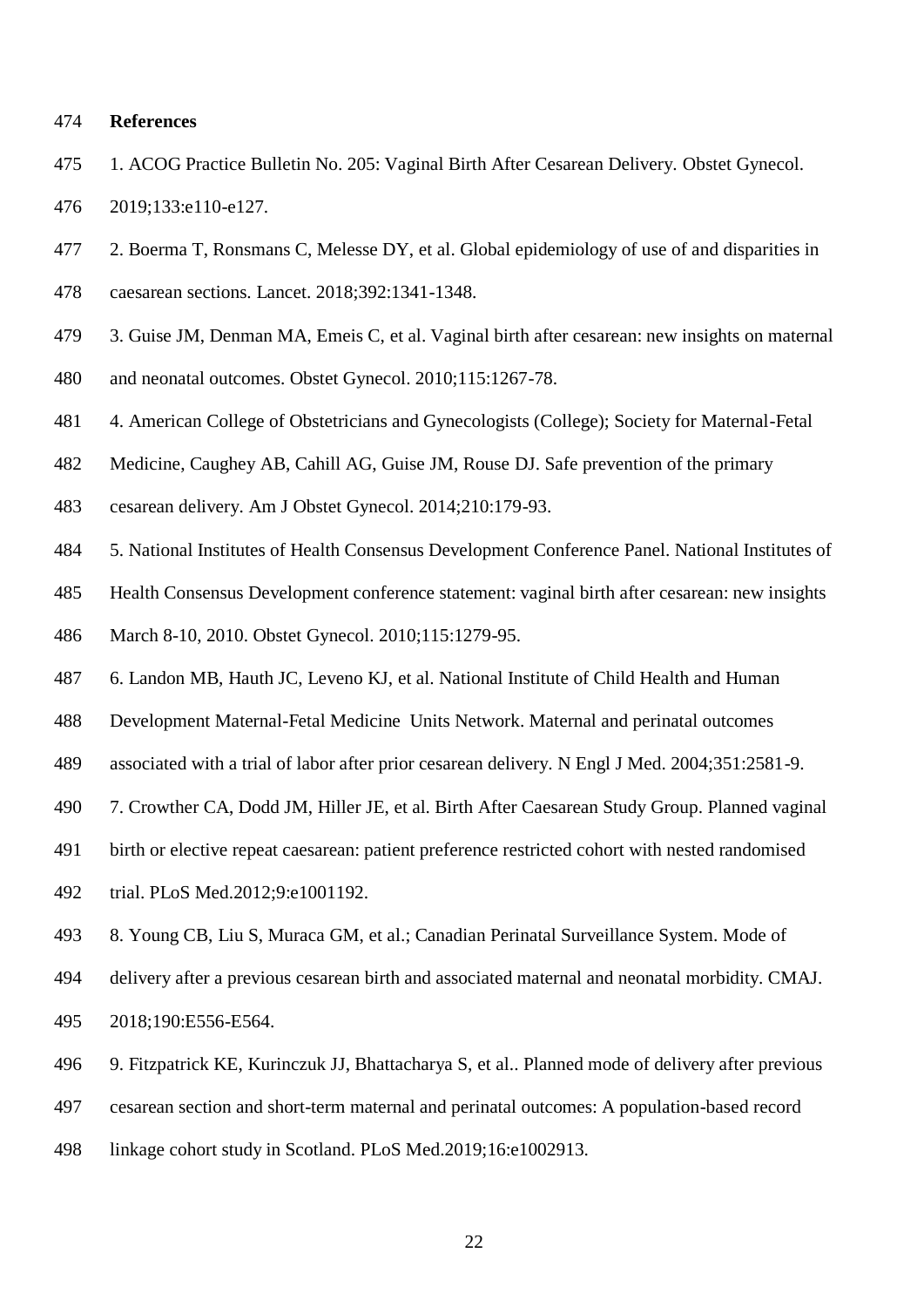## References

1. ACOG Practice Bulletin No. 205: Vaginal Birth After Cesarean Delivery. Obstet Gynecol. 2019;133:e110-e127.
2. Boerma T, Ronsmans C, Melesse DY, et al. Global epidemiology of use of and disparities in caesarean sections. Lancet. 2018;392:1341-1348.
3. Guise JM, Denman MA, Emeis C, et al. Vaginal birth after cesarean: new insights on maternal and neonatal outcomes. Obstet Gynecol. 2010;115:1267-78.
4. American College of Obstetricians and Gynecologists (College); Society for Maternal-Fetal Medicine, Caughey AB, Cahill AG, Guise JM, Rouse DJ. Safe prevention of the primary cesarean delivery. Am J Obstet Gynecol. 2014;210:179-93.
5. National Institutes of Health Consensus Development Conference Panel. National Institutes of Health Consensus Development conference statement: vaginal birth after cesarean: new insights March 8-10, 2010. Obstet Gynecol. 2010;115:1279-95.
6. Landon MB, Hauth JC, Leveno KJ, et al. National Institute of Child Health and Human Development Maternal-Fetal Medicine Units Network. Maternal and perinatal outcomes associated with a trial of labor after prior cesarean delivery. N Engl J Med. 2004;351:2581-9.
7. Crowther CA, Dodd JM, Hiller JE, et al. Birth After Caesarean Study Group. Planned vaginal birth or elective repeat caesarean: patient preference restricted cohort with nested randomised trial. PLoS Med.2012;9:e1001192.
8. Young CB, Liu S, Muraca GM, et al.; Canadian Perinatal Surveillance System. Mode of delivery after a previous cesarean birth and associated maternal and neonatal morbidity. CMAJ. 2018;190:E556-E564.
9. Fitzpatrick KE, Kurinczuk JJ, Bhattacharya S, et al.. Planned mode of delivery after previous cesarean section and short-term maternal and perinatal outcomes: A population-based record linkage cohort study in Scotland. PLoS Med.2019;16:e1002913.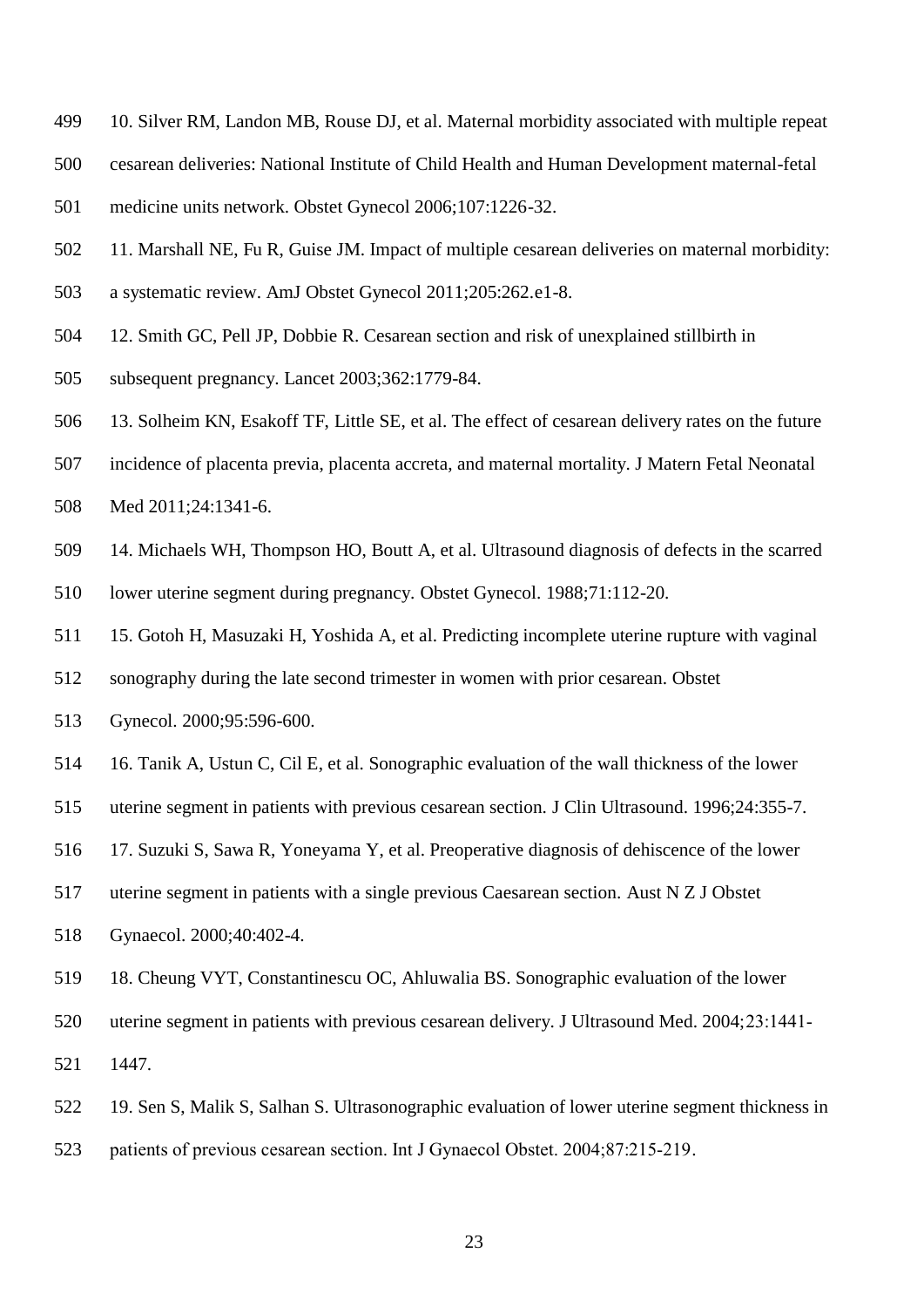10. Silver RM, Landon MB, Rouse DJ, et al. Maternal morbidity associated with multiple repeat cesarean deliveries: National Institute of Child Health and Human Development maternal-fetal medicine units network. Obstet Gynecol 2006;107:1226-32.

11. Marshall NE, Fu R, Guise JM. Impact of multiple cesarean deliveries on maternal morbidity: a systematic review. AmJ Obstet Gynecol 2011;205:262.e1-8.

12. Smith GC, Pell JP, Dobbie R. Cesarean section and risk of unexplained stillbirth in subsequent pregnancy. Lancet 2003;362:1779-84.

13. Solheim KN, Esakoff TF, Little SE, et al. The effect of cesarean delivery rates on the future incidence of placenta previa, placenta accreta, and maternal mortality. J Matern Fetal Neonatal Med 2011;24:1341-6.

14. Michaels WH, Thompson HO, Boutt A, et al. Ultrasound diagnosis of defects in the scarred lower uterine segment during pregnancy. Obstet Gynecol. 1988;71:112-20.

15. Gotoh H, Masuzaki H, Yoshida A, et al. Predicting incomplete uterine rupture with vaginal sonography during the late second trimester in women with prior cesarean. Obstet Gynecol. 2000;95:596-600.

16. Tanik A, Ustun C, Cil E, et al. Sonographic evaluation of the wall thickness of the lower uterine segment in patients with previous cesarean section. J Clin Ultrasound. 1996;24:355-7.

17. Suzuki S, Sawa R, Yoneyama Y, et al. Preoperative diagnosis of dehiscence of the lower uterine segment in patients with a single previous Caesarean section. Aust N Z J Obstet Gynaecol. 2000;40:402-4.

18. Cheung VYT, Constantinescu OC, Ahluwalia BS. Sonographic evaluation of the lower uterine segment in patients with previous cesarean delivery. J Ultrasound Med. 2004;23:1441-1447.

19. Sen S, Malik S, Salhan S. Ultrasonographic evaluation of lower uterine segment thickness in patients of previous cesarean section. Int J Gynaecol Obstet. 2004;87:215-219.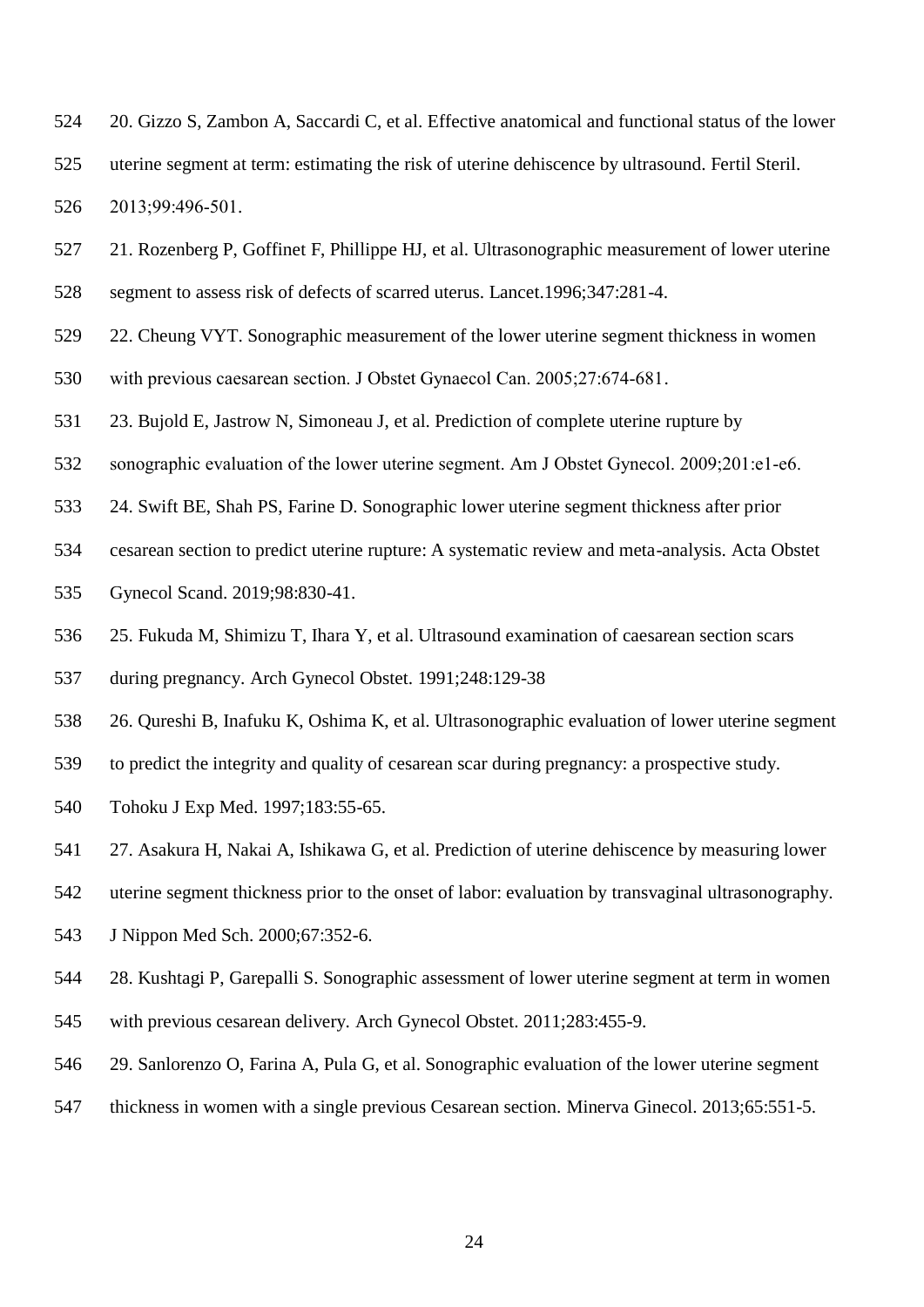20. Gizzo S, Zambon A, Saccardi C, et al. Effective anatomical and functional status of the lower uterine segment at term: estimating the risk of uterine dehiscence by ultrasound. Fertil Steril. 2013;99:496-501.

21. Rozenberg P, Goffinet F, Phillippe HJ, et al. Ultrasonographic measurement of lower uterine segment to assess risk of defects of scarred uterus. Lancet.1996;347:281-4.

22. Cheung VYT. Sonographic measurement of the lower uterine segment thickness in women with previous caesarean section. J Obstet Gynaecol Can. 2005;27:674-681.

23. Bujold E, Jastrow N, Simoneau J, et al. Prediction of complete uterine rupture by sonographic evaluation of the lower uterine segment. Am J Obstet Gynecol. 2009;201:e1-e6.

24. Swift BE, Shah PS, Farine D. Sonographic lower uterine segment thickness after prior cesarean section to predict uterine rupture: A systematic review and meta-analysis. Acta Obstet Gynecol Scand. 2019;98:830-41.

25. Fukuda M, Shimizu T, Ihara Y, et al. Ultrasound examination of caesarean section scars during pregnancy. Arch Gynecol Obstet. 1991;248:129-38

26. Qureshi B, Inafuku K, Oshima K, et al. Ultrasonographic evaluation of lower uterine segment to predict the integrity and quality of cesarean scar during pregnancy: a prospective study. Tohoku J Exp Med. 1997;183:55-65.

27. Asakura H, Nakai A, Ishikawa G, et al. Prediction of uterine dehiscence by measuring lower uterine segment thickness prior to the onset of labor: evaluation by transvaginal ultrasonography. J Nippon Med Sch. 2000;67:352-6.

28. Kushtagi P, Garepalli S. Sonographic assessment of lower uterine segment at term in women with previous cesarean delivery. Arch Gynecol Obstet. 2011;283:455-9.

29. Sanlorenzo O, Farina A, Pula G, et al. Sonographic evaluation of the lower uterine segment thickness in women with a single previous Cesarean section. Minerva Ginecol. 2013;65:551-5.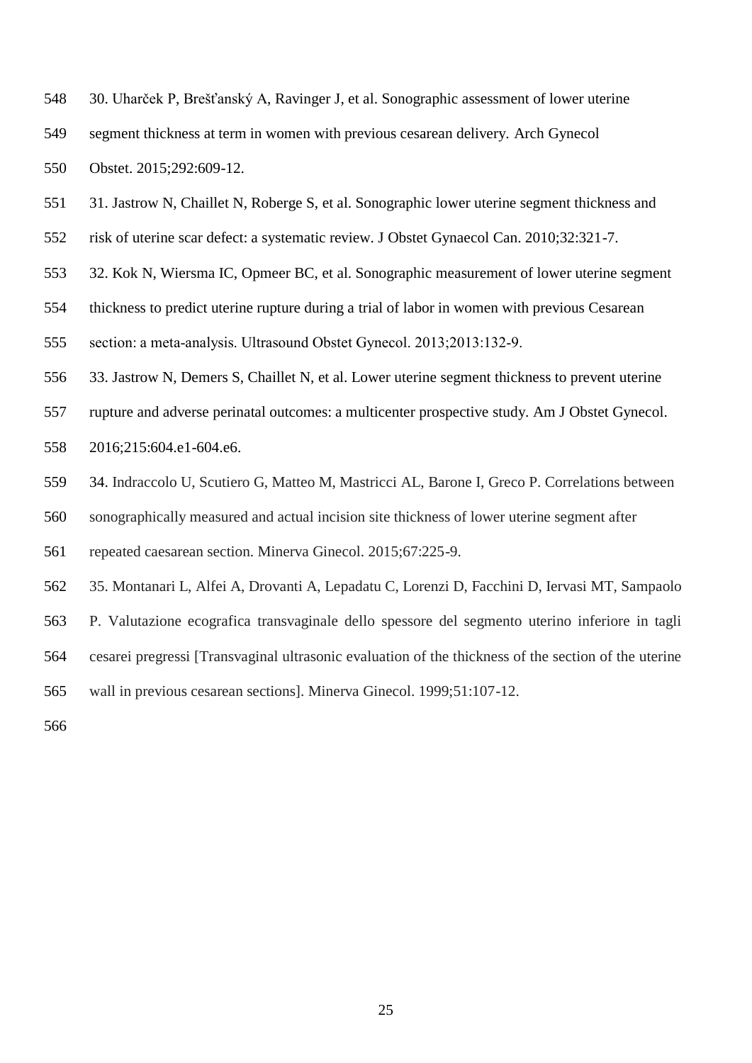30. Uharček P, Brešťanský A, Ravinger J, et al. Sonographic assessment of lower uterine segment thickness at term in women with previous cesarean delivery. Arch Gynecol Obstet. 2015;292:609-12.

31. Jastrow N, Chaillet N, Roberge S, et al. Sonographic lower uterine segment thickness and risk of uterine scar defect: a systematic review. J Obstet Gynaecol Can. 2010;32:321-7.

32. Kok N, Wiersma IC, Opmeer BC, et al. Sonographic measurement of lower uterine segment thickness to predict uterine rupture during a trial of labor in women with previous Cesarean section: a meta-analysis. Ultrasound Obstet Gynecol. 2013;2013:132-9.

33. Jastrow N, Demers S, Chaillet N, et al. Lower uterine segment thickness to prevent uterine rupture and adverse perinatal outcomes: a multicenter prospective study. Am J Obstet Gynecol. 2016;215:604.e1-604.e6.

34. Indraccolo U, Scutiero G, Matteo M, Mastricci AL, Barone I, Greco P. Correlations between sonographically measured and actual incision site thickness of lower uterine segment after repeated caesarean section. Minerva Ginecol. 2015;67:225-9.

35. Montanari L, Alfei A, Drovanti A, Lepadatu C, Lorenzi D, Facchini D, Iervasi MT, Sampaolo P. Valutazione ecografica transvaginale dello spessore del segmento uterino inferiore in tagli cesarei pregressi [Transvaginal ultrasonic evaluation of the thickness of the section of the uterine wall in previous cesarean sections]. Minerva Ginecol. 1999;51:107-12.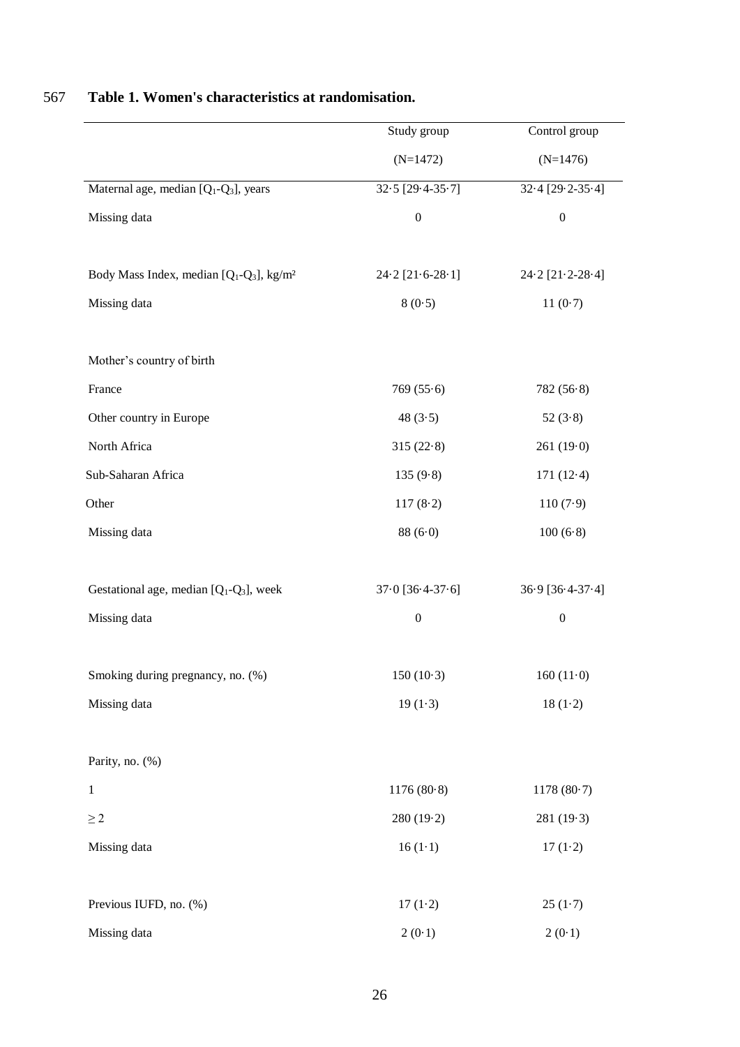**Table 1. Women's characteristics at randomisation.**

| | Study group (N=1472) | Control group (N=1476) |
|---|---|---|
| Maternal age, median [$Q_1$-$Q_3$], years | 32·5 [29·4-35·7] | 32·4 [29·2-35·4] |
| Missing data | 0 | 0 |
| | | |
| Body Mass Index, median [$Q_1$-$Q_3$], kg/m² | 24·2 [21·6-28·1] | 24·2 [21·2-28·4] |
| Missing data | 8 (0·5) | 11 (0·7) |
| | | |
| Mother's country of birth | | |
| France | 769 (55·6) | 782 (56·8) |
| Other country in Europe | 48 (3·5) | 52 (3·8) |
| North Africa | 315 (22·8) | 261 (19·0) |
| Sub-Saharan Africa | 135 (9·8) | 171 (12·4) |
| Other | 117 (8·2) | 110 (7·9) |
| Missing data | 88 (6·0) | 100 (6·8) |
| | | |
| Gestational age, median [$Q_1$-$Q_3$], week | 37·0 [36·4-37·6] | 36·9 [36·4-37·4] |
| Missing data | 0 | 0 |
| | | |
| Smoking during pregnancy, no. (%) | 150 (10·3) | 160 (11·0) |
| Missing data | 19 (1·3) | 18 (1·2) |
| | | |
| Parity, no. (%) | | |
| 1 | 1176 (80·8) | 1178 (80·7) |
| ≥ 2 | 280 (19·2) | 281 (19·3) |
| Missing data | 16 (1·1) | 17 (1·2) |
| | | |
| Previous IUFD, no. (%) | 17 (1·2) | 25 (1·7) |
| Missing data | 2 (0·1) | 2 (0·1) |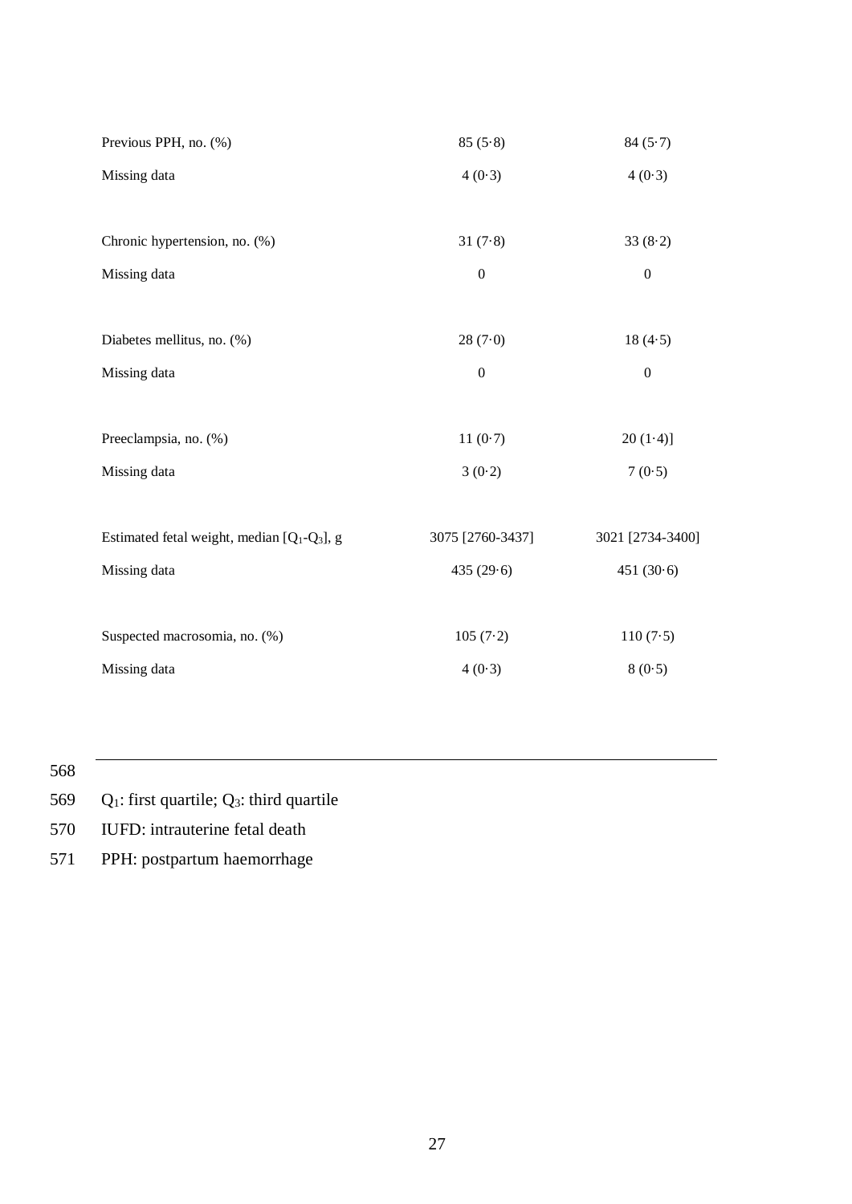| | | |
|---|---|---|
| Previous PPH, no. (%) | 85 (5·8) | 84 (5·7) |
| Missing data | 4 (0·3) | 4 (0·3) |
| | | |
| Chronic hypertension, no. (%) | 31 (7·8) | 33 (8·2) |
| Missing data | 0 | 0 |
| | | |
| Diabetes mellitus, no. (%) | 28 (7·0) | 18 (4·5) |
| Missing data | 0 | 0 |
| | | |
| Preeclampsia, no. (%) | 11 (0·7) | 20 (1·4)] |
| Missing data | 3 (0·2) | 7 (0·5) |
| | | |
| Estimated fetal weight, median [$Q_1$-$Q_3$], g | 3075 [2760-3437] | 3021 [2734-3400] |
| Missing data | 435 (29·6) | 451 (30·6) |
| | | |
| Suspected macrosomia, no. (%) | 105 (7·2) | 110 (7·5) |
| Missing data | 4 (0·3) | 8 (0·5) |

568

569 $Q_1$: first quartile; $Q_3$: third quartile

570 IUFD: intrauterine fetal death

571 PPH: postpartum haemorrhage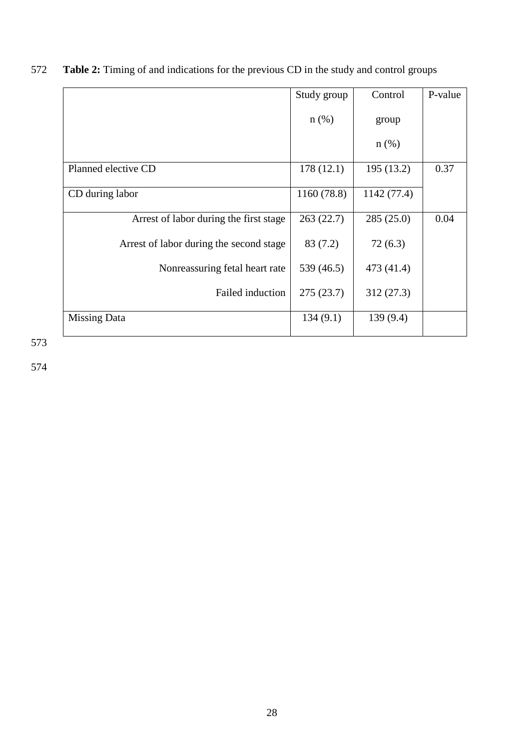**Table 2:** Timing of and indications for the previous CD in the study and control groups

| | Study group n (%) | Control group n (%) | P-value |
|---|---|---|---|
| Planned elective CD | 178 (12.1) | 195 (13.2) | 0.37 |
| CD during labor | 1160 (78.8) | 1142 (77.4) | |
| Arrest of labor during the first stage | 263 (22.7) | 285 (25.0) | 0.04 |
| Arrest of labor during the second stage | 83 (7.2) | 72 (6.3) | |
| Nonreassuring fetal heart rate | 539 (46.5) | 473 (41.4) | |
| Failed induction | 275 (23.7) | 312 (27.3) | |
| Missing Data | 134 (9.1) | 139 (9.4) | |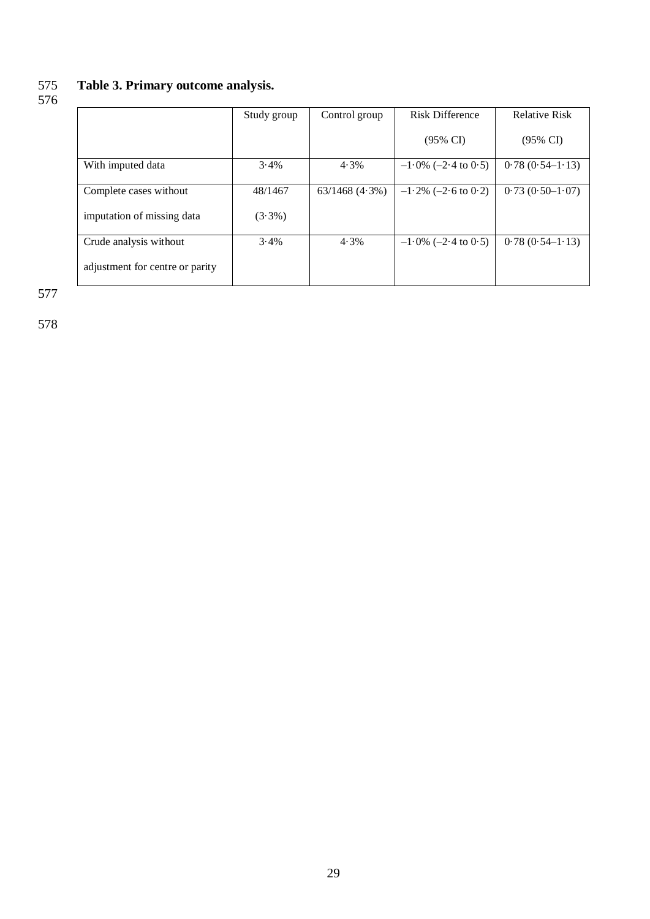**Table 3. Primary outcome analysis.**

| | Study group | Control group | Risk Difference (95% CI) | Relative Risk (95% CI) |
|---|---|---|---|---|
| With imputed data | 3·4% | 4·3% | –1·0% (–2·4 to 0·5) | 0·78 (0·54–1·13) |
| Complete cases without imputation of missing data | 48/1467 (3·3%) | 63/1468 (4·3%) | –1·2% (–2·6 to 0·2) | 0·73 (0·50–1·07) |
| Crude analysis without adjustment for centre or parity | 3·4% | 4·3% | –1·0% (–2·4 to 0·5) | 0·78 (0·54–1·13) |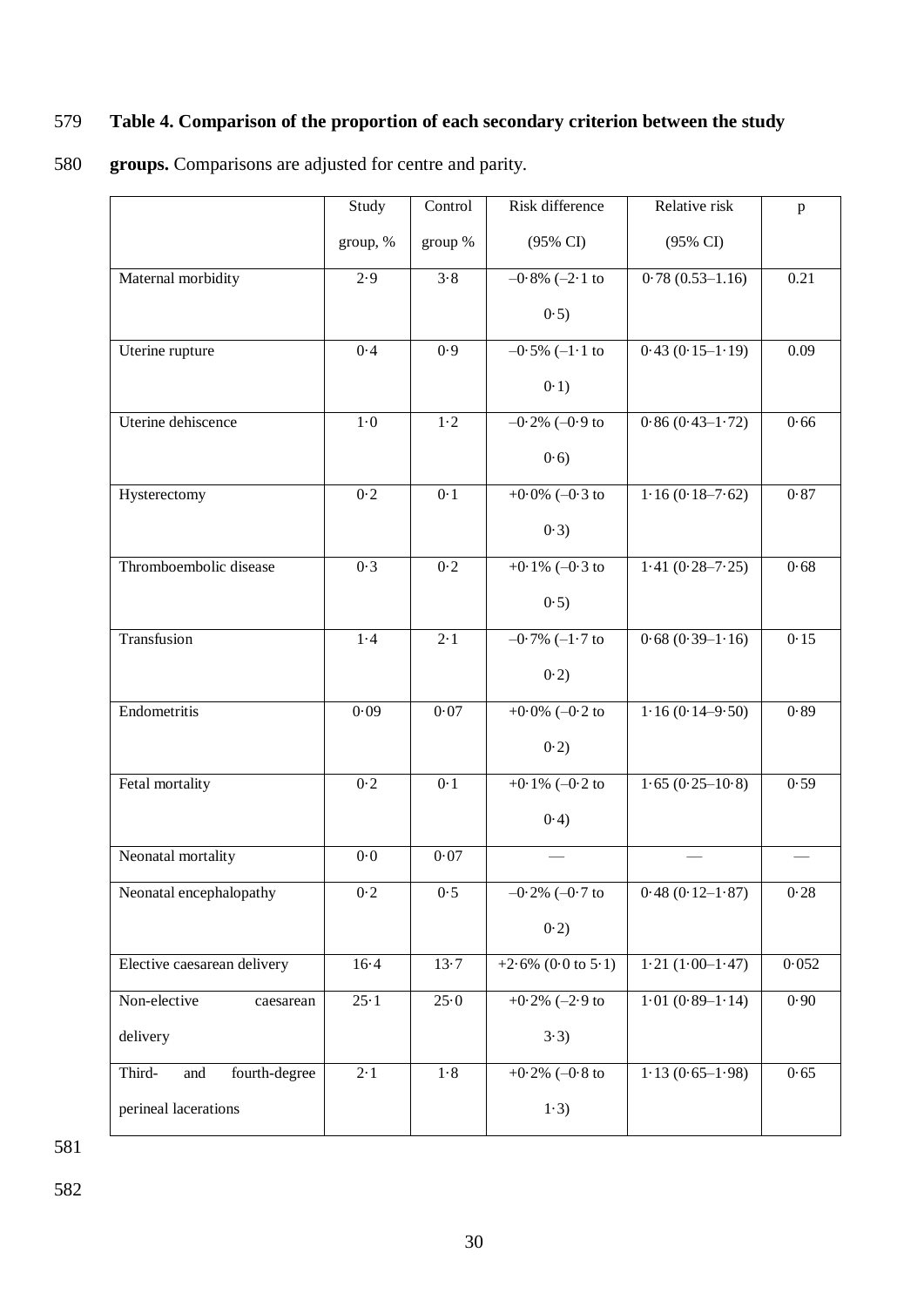**Table 4. Comparison of the proportion of each secondary criterion between the study groups.** Comparisons are adjusted for centre and parity.

| | Study group, % | Control group % | Risk difference (95% CI) | Relative risk (95% CI) | p |
|---|---|---|---|---|---|
| Maternal morbidity | 2·9 | 3·8 | –0·8% (–2·1 to 0·5) | 0·78 (0.53–1.16) | 0.21 |
| Uterine rupture | 0·4 | 0·9 | –0·5% (–1·1 to 0·1) | 0·43 (0·15–1·19) | 0.09 |
| Uterine dehiscence | 1·0 | 1·2 | –0·2% (–0·9 to 0·6) | 0·86 (0·43–1·72) | 0·66 |
| Hysterectomy | 0·2 | 0·1 | +0·0% (–0·3 to 0·3) | 1·16 (0·18–7·62) | 0·87 |
| Thromboembolic disease | 0·3 | 0·2 | +0·1% (–0·3 to 0·5) | 1·41 (0·28–7·25) | 0·68 |
| Transfusion | 1·4 | 2·1 | –0·7% (–1·7 to 0·2) | 0·68 (0·39–1·16) | 0·15 |
| Endometritis | 0·09 | 0·07 | +0·0% (–0·2 to 0·2) | 1·16 (0·14–9·50) | 0·89 |
| Fetal mortality | 0·2 | 0·1 | +0·1% (–0·2 to 0·4) | 1·65 (0·25–10·8) | 0·59 |
| Neonatal mortality | 0·0 | 0·07 | — | — | — |
| Neonatal encephalopathy | 0·2 | 0·5 | –0·2% (–0·7 to 0·2) | 0·48 (0·12–1·87) | 0·28 |
| Elective caesarean delivery | 16·4 | 13·7 | +2·6% (0·0 to 5·1) | 1·21 (1·00–1·47) | 0·052 |
| Non-elective caesarean delivery | 25·1 | 25·0 | +0·2% (–2·9 to 3·3) | 1·01 (0·89–1·14) | 0·90 |
| Third- and fourth-degree perineal lacerations | 2·1 | 1·8 | +0·2% (–0·8 to 1·3) | 1·13 (0·65–1·98) | 0·65 |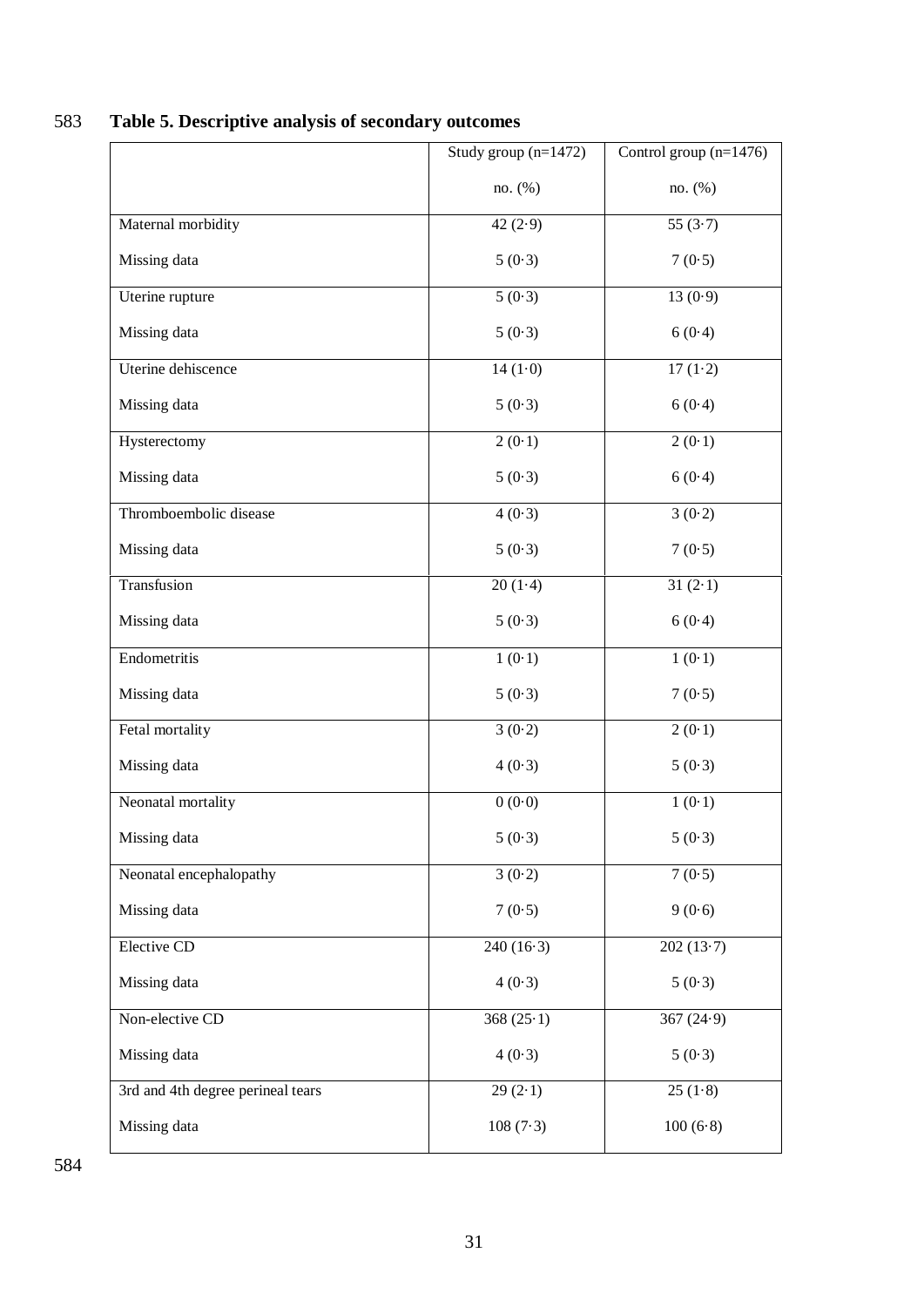**Table 5. Descriptive analysis of secondary outcomes**

| | Study group (n=1472) no. (%) | Control group (n=1476) no. (%) |
|---|---|---|
| Maternal morbidity | 42 (2·9) | 55 (3·7) |
| Missing data | 5 (0·3) | 7 (0·5) |
| Uterine rupture | 5 (0·3) | 13 (0·9) |
| Missing data | 5 (0·3) | 6 (0·4) |
| Uterine dehiscence | 14 (1·0) | 17 (1·2) |
| Missing data | 5 (0·3) | 6 (0·4) |
| Hysterectomy | 2 (0·1) | 2 (0·1) |
| Missing data | 5 (0·3) | 6 (0·4) |
| Thromboembolic disease | 4 (0·3) | 3 (0·2) |
| Missing data | 5 (0·3) | 7 (0·5) |
| Transfusion | 20 (1·4) | 31 (2·1) |
| Missing data | 5 (0·3) | 6 (0·4) |
| Endometritis | 1 (0·1) | 1 (0·1) |
| Missing data | 5 (0·3) | 7 (0·5) |
| Fetal mortality | 3 (0·2) | 2 (0·1) |
| Missing data | 4 (0·3) | 5 (0·3) |
| Neonatal mortality | 0 (0·0) | 1 (0·1) |
| Missing data | 5 (0·3) | 5 (0·3) |
| Neonatal encephalopathy | 3 (0·2) | 7 (0·5) |
| Missing data | 7 (0·5) | 9 (0·6) |
| Elective CD | 240 (16·3) | 202 (13·7) |
| Missing data | 4 (0·3) | 5 (0·3) |
| Non-elective CD | 368 (25·1) | 367 (24·9) |
| Missing data | 4 (0·3) | 5 (0·3) |
| 3rd and 4th degree perineal tears | 29 (2·1) | 25 (1·8) |
| Missing data | 108 (7·3) | 100 (6·8) |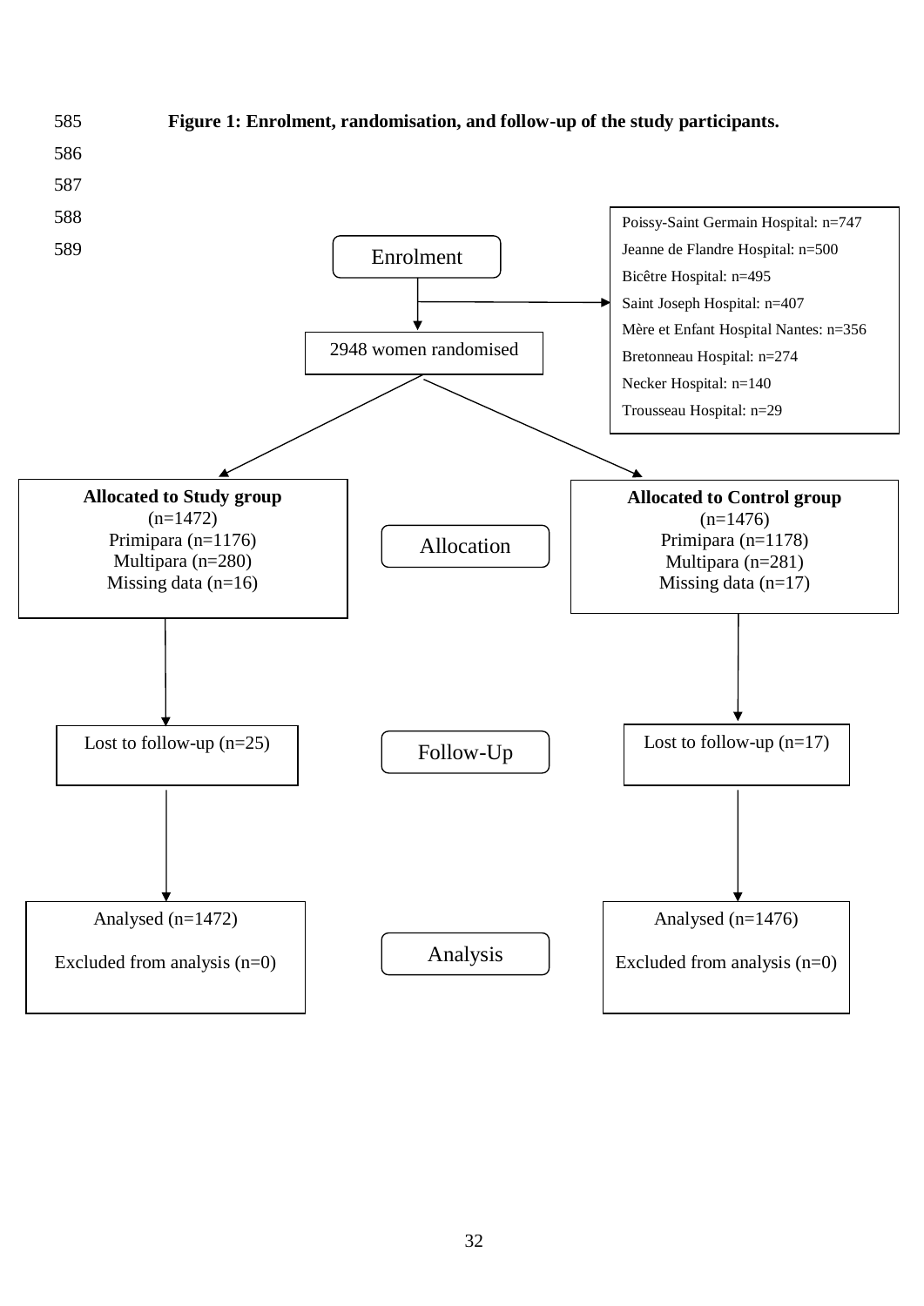**Figure 1: Enrolment, randomisation, and follow-up of the study participants.**

Enrolment

2948 women randomised

Poissy-Saint Germain Hospital: n=747
Jeanne de Flandre Hospital: n=500
Bicêtre Hospital: n=495
Saint Joseph Hospital: n=407
Mère et Enfant Hospital Nantes: n=356
Bretonneau Hospital: n=274
Necker Hospital: n=140
Trousseau Hospital: n=29

Allocation

**Allocated to Study group**
(n=1472)
Primipara (n=1176)
Multipara (n=280)
Missing data (n=16)

**Allocated to Control group**
(n=1476)
Primipara (n=1178)
Multipara (n=281)
Missing data (n=17)

Follow-Up

Lost to follow-up (n=25)

Lost to follow-up (n=17)

Analysis

Analysed (n=1472)
Excluded from analysis (n=0)

Analysed (n=1476)
Excluded from analysis (n=0)